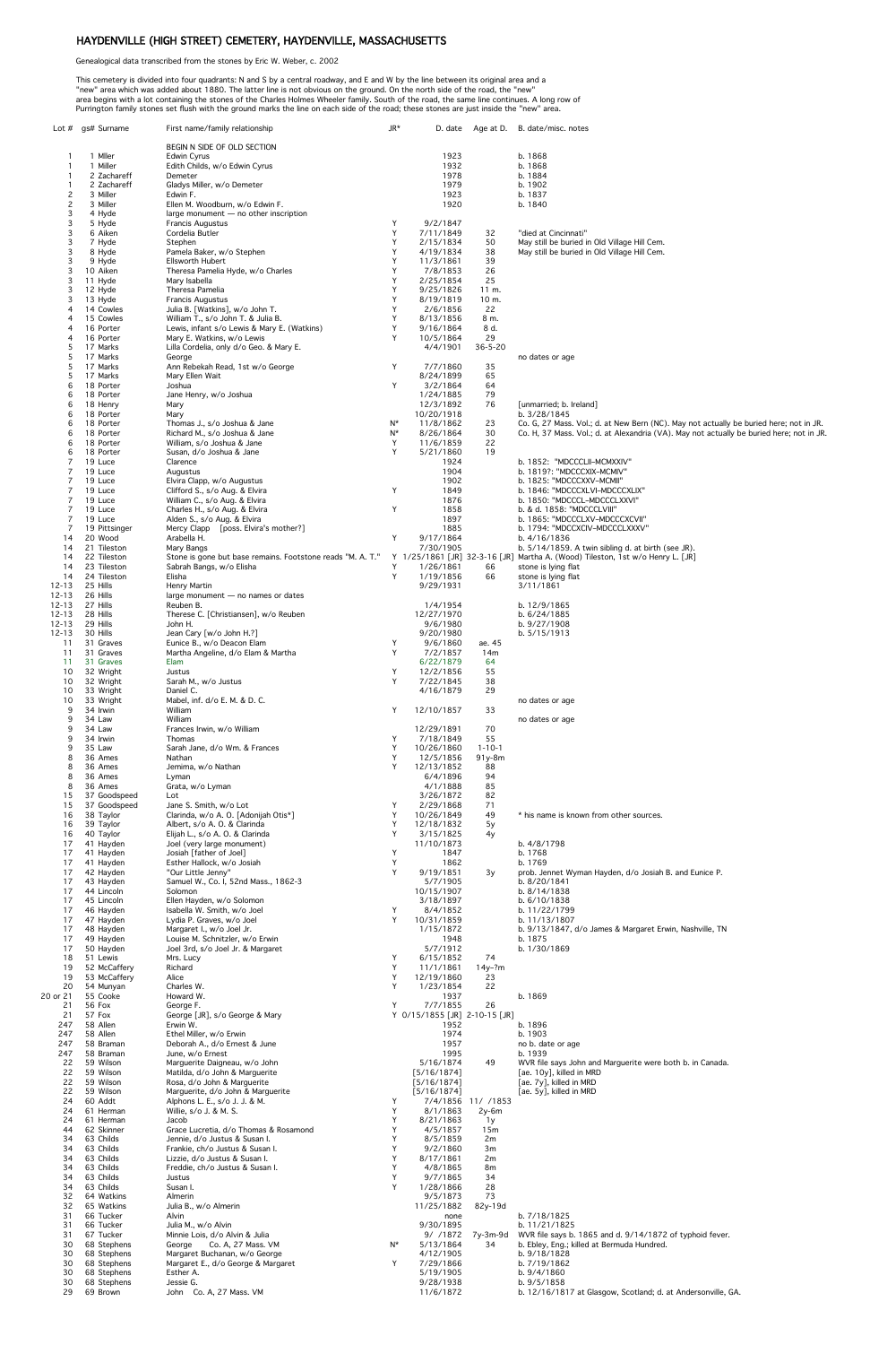# HAYDENVILLE (HIGH STREET) CEMETERY, HAYDENVILLE, MASSACHUSETTS

Genealogical data transcribed from the stones by Eric W. Weber, c. 2002

This cemetery is divided into four quadrants: N and S by a central roadway, and E and W by the line between its original area and a "new" area which was added about 1880. The latter line is not obvious on the ground. On the north side of the road, the "new" area begins with a lot containing the stones of the Charles Holmes Wheeler family. South of the road, the same line continues. A long row of Purrington family stones set flush with the ground marks the line on each side of the road; these stones are just inside the "new" area.

| Lot # | gs# | Surname | First name/family relationship | JR* | D. date | Age at D. | B. date/misc. notes |
|---|---|---|---|---|---|---|---|
| | | | BEGIN N SIDE OF OLD SECTION | | | | |
| 1 | 1 | Mller | Edwin Cyrus | | 1923 | | b. 1868 |
| 1 | 1 | Miller | Edith Childs, w/o Edwin Cyrus | | 1932 | | b. 1868 |
| 1 | 2 | Zachareff | Demeter | | 1978 | | b. 1884 |
| 1 | 2 | Zachareff | Gladys Miller, w/o Demeter | | 1979 | | b. 1902 |
| 2 | 3 | Miller | Edwin F. | | 1923 | | b. 1837 |
| 2 | 3 | Miller | Ellen M. Woodburn, w/o Edwin F. | | 1920 | | b. 1840 |
| 3 | 4 | Hyde | large monument — no other inscription | | | | |
| 3 | 5 | Hyde | Francis Augustus | Y | 9/2/1847 | | |
| 3 | 6 | Aiken | Cordelia Butler | Y | 7/11/1849 | 32 | "died at Cincinnati" |
| 3 | 7 | Hyde | Stephen | Y | 2/15/1834 | 50 | May still be buried in Old Village Hill Cem. |
| 3 | 8 | Hyde | Pamela Baker, w/o Stephen | Y | 4/19/1834 | 38 | May still be buried in Old Village Hill Cem. |
| 3 | 9 | Hyde | Ellsworth Hubert | Y | 11/3/1861 | 39 | |
| 3 | 10 | Aiken | Theresa Pamelia Hyde, w/o Charles | Y | 7/8/1853 | 26 | |
| 3 | 11 | Hyde | Mary Isabella | Y | 2/25/1854 | 25 | |
| 3 | 12 | Hyde | Theresa Pamelia | Y | 9/25/1826 | 11 m. | |
| 3 | 13 | Hyde | Francis Augustus | Y | 8/19/1819 | 10 m. | |
| 4 | 14 | Cowles | Julia B. [Watkins], w/o John T. | Y | 2/6/1856 | 22 | |
| 4 | 15 | Cowles | William T., s/o John T. & Julia B. | Y | 8/13/1856 | 8 m. | |
| 4 | 16 | Porter | Lewis, infant s/o Lewis & Mary E. (Watkins) | Y | 9/16/1864 | 8 d. | |
| 4 | 16 | Porter | Mary E. Watkins, w/o Lewis | Y | 10/5/1864 | 29 | |
| 5 | 17 | Marks | Lilla Cordelia, only d/o Geo. & Mary E. | | 4/4/1901 | 36-5-20 | |
| 5 | 17 | Marks | George | | | | no dates or age |
| 5 | 17 | Marks | Ann Rebekah Read, 1st w/o George | Y | 7/7/1860 | 35 | |
| 5 | 17 | Marks | Mary Ellen Wait | | 8/24/1899 | 65 | |
| 6 | 18 | Porter | Joshua | Y | 3/2/1864 | 64 | |
| 6 | 18 | Porter | Jane Henry, w/o Joshua | | 1/24/1885 | 79 | |
| 6 | 18 | Henry | Mary | | 12/3/1892 | 76 | [unmarried; b. Ireland] |
| 6 | 18 | Porter | Mary | | 10/20/1918 | | b. 3/28/1845 |
| 6 | 18 | Porter | Thomas J., s/o Joshua & Jane | N* | 11/8/1862 | 23 | Co. G, 27 Mass. Vol.; d. at New Bern (NC). May not actually be buried here; not in JR. |
| 6 | 18 | Porter | Richard M., s/o Joshua & Jane | N* | 8/26/1864 | 30 | Co. H, 37 Mass. Vol.; d. at Alexandria (VA). May not actually be buried here; not in JR. |
| 6 | 18 | Porter | William, s/o Joshua & Jane | Y | 11/6/1859 | 22 | |
| 6 | 18 | Porter | Susan, d/o Joshua & Jane | Y | 5/21/1860 | 19 | |
| 7 | 19 | Luce | Clarence | | 1924 | | b. 1852: "MDCCCLII–MCMXXIV" |
| 7 | 19 | Luce | Augustus | | 1904 | | b. 1819?: "MDCCCXIX–MCMIV" |
| 7 | 19 | Luce | Elvira Clapp, w/o Augustus | | 1902 | | b. 1825: "MDCCCXXV–MCMII" |
| 7 | 19 | Luce | Clifford S., s/o Aug. & Elvira | Y | 1849 | | b. 1846: "MDCCCXLVI–MDCCCXLIX" |
| 7 | 19 | Luce | William C., s/o Aug. & Elvira | | 1876 | | b. 1850: "MDCCCL–MDCCCLXXVI" |
| 7 | 19 | Luce | Charles H., s/o Aug. & Elvira | Y | 1858 | | b. & d. 1858: "MDCCCLVIII" |
| 7 | 19 | Luce | Alden S., s/o Aug. & Elvira | | 1897 | | b. 1865: "MDCCCLXV–MDCCCXCVII" |
| 7 | 19 | Pittsinger | Mercy Clapp [poss. Elvira's mother?] | | 1885 | | b. 1794: "MDCCXCIV–MDCCCLXXXV" |
| 14 | 20 | Wood | Arabella H. | Y | 9/17/1864 | | b. 4/16/1836 |
| 14 | 21 | Tileston | Mary Bangs | | 7/30/1905 | | b. 5/14/1859. A twin sibling d. at birth (see JR). |
| 14 | 22 | Tileston | Stone is gone but base remains. Footstone reads "M. A. T." | Y | 1/25/1861 [JR] | 32-3-16 [JR] | Martha A. (Wood) Tileston, 1st w/o Henry L. [JR] |
| 14 | 23 | Tileston | Sabrah Bangs, w/o Elisha | Y | 1/26/1861 | 66 | stone is lying flat |
| 14 | 24 | Tileston | Elisha | Y | 1/19/1856 | 66 | stone is lying flat |
| 12-13 | 25 | Hills | Henry Martin | | 9/29/1931 | | 3/11/1861 |
| 12-13 | 26 | Hills | large monument — no names or dates | | | | |
| 12-13 | 27 | Hills | Reuben B. | | 1/4/1954 | | b. 12/9/1865 |
| 12-13 | 28 | Hills | Therese C. [Christiansen], w/o Reuben | | 12/27/1970 | | b. 6/24/1885 |
| 12-13 | 29 | Hills | John H. | | 9/6/1980 | | b. 9/27/1908 |
| 12-13 | 30 | Hills | Jean Cary [w/o John H.?] | | 9/20/1980 | | b. 5/15/1913 |
| 11 | 31 | Graves | Eunice B., w/o Deacon Elam | Y | 9/6/1860 | ae. 45 | |
| 11 | 31 | Graves | Martha Angeline, d/o Elam & Martha | Y | 7/2/1857 | 14m | |
| 11 | 31 | Graves | Elam | | 6/22/1879 | 64 | |
| 10 | 32 | Wright | Justus | Y | 12/2/1856 | 55 | |
| 10 | 32 | Wright | Sarah M., w/o Justus | Y | 7/22/1845 | 38 | |
| 10 | 33 | Wright | Daniel C. | | 4/16/1879 | 29 | |
| 10 | 33 | Wright | Mabel, inf. d/o E. M. & D. C. | | | | no dates or age |
| 9 | 34 | Irwin | William | Y | 12/10/1857 | 33 | |
| 9 | 34 | Law | William | | | | no dates or age |
| 9 | 34 | Law | Frances Irwin, w/o William | | 12/29/1891 | 70 | |
| 9 | 34 | Irwin | Thomas | Y | 7/18/1849 | 55 | |
| 9 | 35 | Law | Sarah Jane, d/o Wm. & Frances | Y | 10/26/1860 | 1-10-1 | |
| 8 | 36 | Ames | Nathan | Y | 12/5/1856 | 91y-8m | |
| 8 | 36 | Ames | Jemima, w/o Nathan | Y | 12/13/1852 | 88 | |
| 8 | 36 | Ames | Lyman | | 6/4/1896 | 94 | |
| 8 | 36 | Ames | Grata, w/o Lyman | | 4/1/1888 | 85 | |
| 15 | 37 | Goodspeed | Lot | | 3/26/1872 | 82 | |
| 15 | 37 | Goodspeed | Jane S. Smith, w/o Lot | Y | 2/29/1868 | 71 | |
| 16 | 38 | Taylor | Clarinda, w/o A. O. [Adonijah Otis*] | Y | 10/26/1849 | 49 | * his name is known from other sources. |
| 16 | 39 | Taylor | Albert, s/o A. O. & Clarinda | Y | 12/18/1832 | 5y | |
| 16 | 40 | Taylor | Elijah L., s/o A. O. & Clarinda | Y | 3/15/1825 | 4y | |
| 17 | 41 | Hayden | Joel (very large monument) | | 11/10/1873 | | b. 4/8/1798 |
| 17 | 41 | Hayden | Josiah [father of Joel] | Y | 1847 | | b. 1768 |
| 17 | 41 | Hayden | Esther Hallock, w/o Josiah | Y | 1862 | | b. 1769 |
| 17 | 42 | Hayden | "Our Little Jenny" | Y | 9/19/1851 | 3y | prob. Jennet Wyman Hayden, d/o Josiah B. and Eunice P. |
| 17 | 43 | Hayden | Samuel W., Co. I, 52nd Mass., 1862-3 | | 5/7/1905 | | b. 8/20/1841 |
| 17 | 44 | Lincoln | Solomon | | 10/15/1907 | | b. 8/14/1838 |
| 17 | 45 | Lincoln | Ellen Hayden, w/o Solomon | | 3/18/1897 | | b. 6/10/1838 |
| 17 | 46 | Hayden | Isabella W. Smith, w/o Joel | Y | 8/4/1852 | | b. 11/22/1799 |
| 17 | 47 | Hayden | Lydia P. Graves, w/o Joel | Y | 10/31/1859 | | b. 11/13/1807 |
| 17 | 48 | Hayden | Margaret I., w/o Joel Jr. | | 1/15/1872 | | b. 9/13/1847, d/o James & Margaret Erwin, Nashville, TN |
| 17 | 49 | Hayden | Louise M. Schnitzler, w/o Erwin | | 1948 | | b. 1875 |
| 17 | 50 | Hayden | Joel 3rd, s/o Joel Jr. & Margaret | | 5/7/1912 | | b. 1/30/1869 |
| 18 | 51 | Lewis | Mrs. Lucy | Y | 6/15/1852 | 74 | |
| 19 | 52 | McCaffery | Richard | Y | 11/1/1861 | 14y-?m | |
| 19 | 53 | McCaffery | Alice | Y | 12/19/1860 | 23 | |
| 20 | 54 | Munyan | Charles W. | Y | 1/23/1854 | 22 | |
| 20 or 21 | 55 | Cooke | Howard W. | | 1937 | | b. 1869 |
| 21 | 56 | Fox | George F. | Y | 7/7/1855 | 26 | |
| 21 | 57 | Fox | George [JR], s/o George & Mary | Y | 0/15/1855 [JR] | 2-10-15 [JR] | |
| 247 | 58 | Allen | Erwin W. | | 1952 | | b. 1896 |
| 247 | 58 | Allen | Ethel Miller, w/o Erwin | | 1974 | | b. 1903 |
| 247 | 58 | Braman | Deborah A., d/o Ernest & June | | 1957 | | no b. date or age |
| 247 | 58 | Braman | June, w/o Ernest | | 1995 | | b. 1939 |
| 22 | 59 | Wilson | Marguerite Daigneau, w/o John | | 5/16/1874 | 49 | WVR file says John and Marguerite were both b. in Canada. |
| 22 | 59 | Wilson | Matilda, d/o John & Marguerite | | [5/16/1874] | | [ae. 10y], killed in MRD |
| 22 | 59 | Wilson | Rosa, d/o John & Marguerite | | [5/16/1874] | | [ae. 7y], killed in MRD |
| 22 | 59 | Wilson | Marguerite, d/o John & Marguerite | | [5/16/1874] | | [ae. 5y], killed in MRD |
| 24 | 60 | Addt | Alphons L. E., s/o J. J. & M. | Y | 7/4/1856 | 11/ /1853 | |
| 24 | 61 | Herman | Willie, s/o J. & M. S. | Y | 8/1/1863 | 2y-6m | |
| 24 | 61 | Herman | Jacob | Y | 8/21/1863 | 1y | |
| 44 | 62 | Skinner | Grace Lucretia, d/o Thomas & Rosamond | Y | 4/5/1857 | 15m | |
| 34 | 63 | Childs | Jennie, d/o Justus & Susan I. | Y | 8/5/1859 | 2m | |
| 34 | 63 | Childs | Frankie, ch/o Justus & Susan I. | Y | 9/2/1860 | 3m | |
| 34 | 63 | Childs | Lizzie, d/o Justus & Susan I. | Y | 8/17/1861 | 2m | |
| 34 | 63 | Childs | Freddie, ch/o Justus & Susan I. | Y | 4/8/1865 | 8m | |
| 34 | 63 | Childs | Justus | Y | 9/7/1865 | 34 | |
| 34 | 63 | Childs | Susan I. | Y | 1/28/1866 | 28 | |
| 32 | 64 | Watkins | Almerin | | 9/5/1873 | 73 | |
| 32 | 65 | Watkins | Julia B., w/o Almerin | | 11/25/1882 | 82y-19d | |
| 31 | 66 | Tucker | Alvin | | none | | b. 7/18/1825 |
| 31 | 66 | Tucker | Julia M., w/o Alvin | | 9/30/1895 | | b. 11/21/1825 |
| 31 | 67 | Tucker | Minnie Lois, d/o Alvin & Julia | | 9/ /1872 | 7y-3m-9d | WVR file says b. 1865 and d. 9/14/1872 of typhoid fever. |
| 30 | 68 | Stephens | George Co. A, 27 Mass. VM | N* | 5/13/1864 | 34 | b. Ebley, Eng.; killed at Bermuda Hundred. |
| 30 | 68 | Stephens | Margaret Buchanan, w/o George | | 4/12/1905 | | b. 9/18/1828 |
| 30 | 68 | Stephens | Margaret E., d/o George & Margaret | Y | 7/29/1866 | | b. 7/19/1862 |
| 30 | 68 | Stephens | Esther A. | | 5/19/1905 | | b. 9/4/1860 |
| 30 | 68 | Stephens | Jessie G. | | 9/28/1938 | | b. 9/5/1858 |
| 29 | 69 | Brown | John Co. A, 27 Mass. VM | | 11/6/1872 | | b. 12/16/1817 at Glasgow, Scotland; d. at Andersonville, GA. |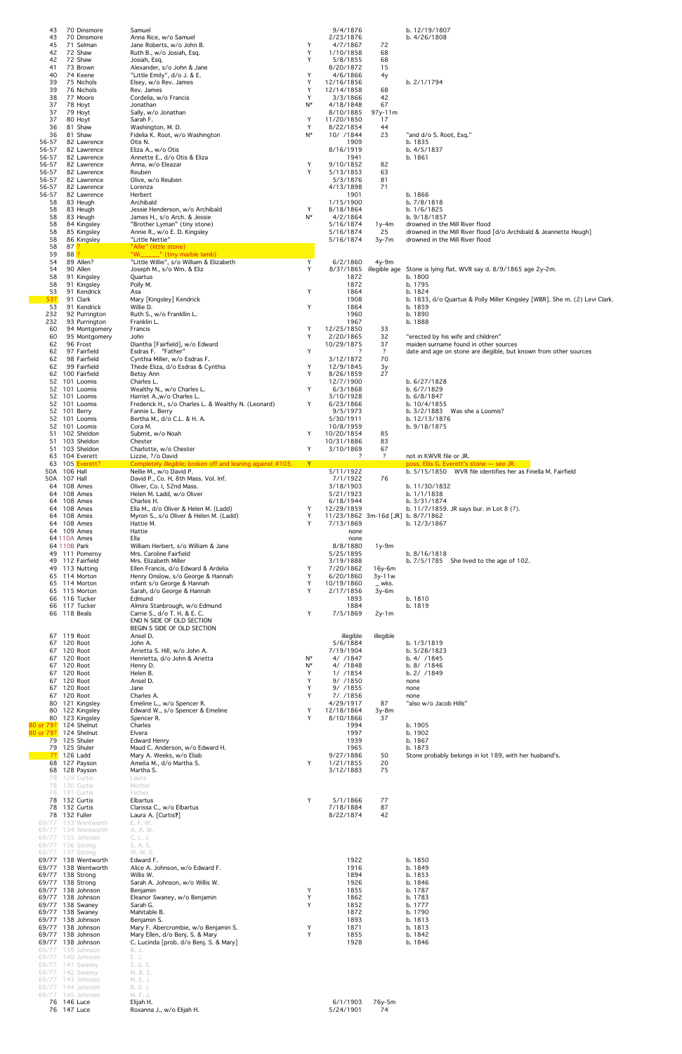| Lot | # | Surname | Name | Stone | Death | Age | Notes |
|---|---|---|---|---|---|---|---|
| 43 | 70 | Dinsmore | Samuel | | 9/4/1876 | | b. 12/19/1807 |
| 43 | 70 | Dinsmore | Anna Rice, w/o Samuel | | 2/23/1876 | | b. 4/26/1808 |
| 45 | 71 | Selman | Jane Roberts, w/o John B. | Y | 4/7/1867 | 72 | |
| 42 | 72 | Shaw | Ruth B., w/o Josiah, Esq. | Y | 1/10/1858 | 68 | |
| 42 | 72 | Shaw | Josiah, Esq. | Y | 5/8/1855 | 68 | |
| 41 | 73 | Brown | Alexander, s/o John & Jane | | 8/20/1872 | 15 | |
| 40 | 74 | Keene | "Little Emily", d/o J. & E. | Y | 4/6/1866 | 4y | |
| 39 | 75 | Nichols | Elsey, w/o Rev. James | Y | 12/16/1856 | | b. 2/1/1794 |
| 39 | 76 | Nichols | Rev. James | Y | 12/14/1858 | 68 | |
| 38 | 77 | Moore | Cordelia, w/o Francis | Y | 3/3/1866 | 42 | |
| 37 | 78 | Hoyt | Jonathan | N* | 4/18/1848 | 67 | |
| 37 | 79 | Hoyt | Sally, w/o Jonathan | | 8/10/1885 | 97y-11m | |
| 37 | 80 | Hoyt | Sarah F. | Y | 11/20/1850 | 17 | |
| 36 | 81 | Shaw | Washington, M. D. | Y | 8/22/1854 | 44 | |
| 36 | 81 | Shaw | Fidelia K. Root, w/o Washington | N* | 10/ /1844 | 23 | "and d/o S. Root, Esq." |
| 56-57 | 82 | Lawrence | Otis N. | | 1909 | | b. 1835 |
| 56-57 | 82 | Lawrence | Eliza A., w/o Otis | | 8/16/1919 | | b. 4/5/1837 |
| 56-57 | 82 | Lawrence | Annette E., d/o Otis & Eliza | | 1941 | | b. 1861 |
| 56-57 | 82 | Lawrence | Anna, w/o Eleazar | Y | 9/10/1852 | 82 | |
| 56-57 | 82 | Lawrence | Reuben | Y | 5/13/1853 | 63 | |
| 56-57 | 82 | Lawrence | Olive, w/o Reuben | | 5/3/1876 | 81 | |
| 56-57 | 82 | Lawrence | Lorenza | | 4/13/1898 | 71 | |
| 56-57 | 82 | Lawrence | Herbert | | 1901 | | b. 1866 |
| 58 | 83 | Heugh | Archibald | | 1/15/1900 | | b. 7/8/1818 |
| 58 | 83 | Heugh | Jessie Henderson, w/o Archibald | Y | 8/18/1864 | | b. 1/6/1825 |
| 58 | 83 | Heugh | James H., s/o Arch. & Jessie | N* | 4/2/1864 | | b. 9/18/1857 |
| 58 | 84 | Kingsley | "Brother Lyman" (tiny stone) | | 5/16/1874 | 1y-4m | drowned in the Mill River flood |
| 58 | 85 | Kingsley | Annie R., w/o E. D. Kingsley | | 5/16/1874 | 25 | drowned in the Mill River flood [d/o Archibald & Jeannette Heugh] |
| 58 | 86 | Kingsley | "Little Nettie" | | 5/16/1874 | 3y-7m | drowned in the Mill River flood |
| 58 | 87 | ? | "Allie" (little stone) | | | | |
| 59 | 88 | ? | "Wi______" (tiny marble lamb) | | | | |
| 54 | 89 | Allen? | "Little Willie", s/o William & Elizabeth | Y | 6/2/1860 | 4y-9m | |
| 54 | 90 | Allen | Joseph M., s/o Wm. & Eliz | Y | 8/3?/1865 | illegible age | Stone is lying flat. WVR say d. 8/9/1865 age 2y-2m. |
| 58 | 91 | Kingsley | Quartus | | 1872 | | b. 1800 |
| 58 | 91 | Kingsley | Polly M. | | 1872 | | b. 1795 |
| 53 | 91 | Kendrick | Asa | Y | 1864 | | b. 1824 |
| 53? | 91 | Clark | Mary [Kingsley] Kendrick | | 1908 | | b. 1833, d/o Quartus & Polly Miller Kingsley [WBR]. She m. (2) Levi Clark. |
| 53 | 91 | Kendrick | Willie D. | Y | 1864 | | b. 1859 |
| 232 | 92 | Purrington | Ruth S., w/o Frankllin L. | | 1960 | | b. 1890 |
| 232 | 93 | Purrington | Franklin L. | | 1967 | | b. 1888 |
| 60 | 94 | Montgomery | Francis | Y | 12/25/1850 | 33 | |
| 60 | 95 | Montgomery | John | Y | 2/20/1865 | 32 | "erected by his wife and children" |
| 62 | 96 | Frost | Diantha [Fairfield], w/o Edward | | 10/29/1875 | 37 | maiden surname found in other sources |
| 62 | 97 | Fairfield | Esdras F. "Father" | Y | ? | ? | date and age on stone are illegible, but known from other sources |
| 62 | 98 | Fairfield | Cynthia Miller, w/o Esdras F. | | 3/12/1872 | 70 | |
| 62 | 99 | Fairfield | Thede Eliza, d/o Esdras & Cynthia | Y | 12/9/1845 | 3y | |
| 62 | 100 | Fairfield | Betsy Ann | Y | 8/26/1859 | 27 | |
| 52 | 101 | Loomis | Charles L. | | 12/7/1900 | | b. 6/27/1828 |
| 52 | 101 | Loomis | Wealthy N., w/o Charles L. | Y | 6/3/1868 | | b. 6/7/1829 |
| 52 | 101 | Loomis | Harriet A.,w/o Charles L. | | 3/10/1928 | | b. 6/8/1847 |
| 52 | 101 | Loomis | Frederick H., s/o Charles L. & Wealthy N. (Leonard) | Y | 6/23/1866 | | b. 10/4/1855 |
| 52 | 101 | Berry | Fannie L. Berry | | 9/5/1973 | | b. 3/2/1883 Was she a Loomis? |
| 52 | 101 | Loomis | Bertha M., d/o C.L. & H. A. | | 5/30/1911 | | b. 12/13/1876 |
| 52 | 101 | Loomis | Cora M. | | 10/8/1959 | | b. 9/18/1875 |
| 51 | 102 | Sheldon | Submit, w/o Noah | Y | 10/20/1854 | 85 | |
| 51 | 103 | Sheldon | Chester | | 10/31/1886 | 83 | |
| 51 | 103 | Sheldon | Charlotte, w/o Chester | Y | 3/10/1869 | 67 | |
| 63 | 104 | Everett | Lizzie, ?/o David | | ? | ? | not in KWVR file or JR. |
| 63 | 105 | Everett? | Completely illegible; broken off and leaning against #103. | Y | | | poss. Ellis G. Everett's stone — see JR. |
| 50A | 106 | Hall | Nellie M., w/o David P. | | 5/11/1922 | | b. 5/15/1850 WVR file identifies her as Finella M. Fairfield |
| 50A | 107 | Hall | David P., Co. H, 8th Mass. Vol. Inf. | | 7/1/1922 | 76 | |
| 64 | 108 | Ames | Oliver, Co. I, 52nd Mass. | | 3/18/1903 | | b. 11/30/1832 |
| 64 | 108 | Ames | Helen M. Ladd, w/o Oliver | | 5/21/1923 | | b. 1/1/1838 |
| 64 | 108 | Ames | Charles H. | | 6/18/1944 | | b. 3/31/1874 |
| 64 | 108 | Ames | Ella M., d/o Oliver & Helen M. (Ladd) | Y | 12/29/1859 | | b. 11/7/1859. JR says bur. in Lot 8 (?). |
| 64 | 108 | Ames | Myron S., s/o Oliver & Helen M. (Ladd) | Y | 11/23/1862 | 3m-16d [JR] | b. 8/7/1862 |
| 64 | 108 | Ames | Hattie M. | Y | 7/13/1869 | | b. 12/3/1867 |
| 64 | 109 | Ames | Hattie | | none | | |
| 64 | 110A | Ames | Ella | | none | | |
| 64 | 110B | Park | William Herbert, s/o William & Jane | | 8/8/1880 | 1y-9m | |
| 49 | 111 | Pomeroy | Mrs. Caroline Fairfield | | 5/25/1895 | | b. 8/16/1818 |
| 49 | 112 | Fairfield | Mrs. Elizabeth Miller | | 3/19/1888 | | b. 7/5/1785 She lived to the age of 102. |
| 49 | 113 | Nutting | Ellen Francis, d/o Edward & Ardelia | Y | 7/20/1862 | 16y-6m | |
| 65 | 114 | Morton | Henry Onslow, s/o George & Hannah | Y | 6/20/1860 | 3y-11w | |
| 65 | 114 | Morton | infant s/o George & Hannah | Y | 10/19/1860 | _ wks. | |
| 65 | 115 | Morton | Sarah, d/o George & Hannah | Y | 2/17/1856 | 3y-6m | |
| 66 | 116 | Tucker | Edmund | | 1893 | | b. 1810 |
| 66 | 117 | Tucker | Almira Stanbrough, w/o Edmund | | 1884 | | b. 1819 |
| 66 | 118 | Beals | Carrie S., d/o T. H. & E. C. | Y | 7/5/1869 | 2y-1m | |
| | | | END N SIDE OF OLD SECTION | | | | |
| | | | BEGIN S SIDE OF OLD SECTION | | | | |
| 67 | 119 | Root | Ansel D. | | illegible | illegible | |
| 67 | 120 | Root | John A. | | 5/6/1884 | | b. 1/3/1819 |
| 67 | 120 | Root | Arrietta S. Hill, w/o John A. | | 7/19/1904 | | b. 5/28/1823 |
| 67 | 120 | Root | Henrietta, d/o John & Arietta | N* | 4/ /1847 | | b. 4/ /1845 |
| 67 | 120 | Root | Henry D. | N* | 4/ /1848 | | b. 8/ /1846 |
| 67 | 120 | Root | Helen B. | Y | 1/ /1854 | | b. 2/ /1849 |
| 67 | 120 | Root | Ansel D. | Y | 9/ /1850 | | none |
| 67 | 120 | Root | Jane | Y | 9/ /1855 | | none |
| 67 | 120 | Root | Charles A. | Y | 7/ /1856 | | none |
| 80 | 121 | Kingsley | Emeline L., w/o Spencer R. | | 4/29/1917 | 87 | "also w/o Jacob Hills" |
| 80 | 122 | Kingsley | Edward W., s/o Spencer & Emeline | Y | 12/18/1864 | 3y-8m | |
| 80 | 123 | Kingsley | Spencer R. | Y | 8/10/1866 | 37 | |
| 80 or 79? | 124 | Shelnut | Charles | | 1994 | | b. 1905 |
| 80 or 79? | 124 | Shelnut | Elvera | | 1997 | | b. 1902 |
| 79 | 125 | Shuler | Edward Henry | | 1939 | | b. 1867 |
| 79 | 125 | Shuler | Maud C. Anderson, w/o Edward H. | | 1965 | | b. 1873 |
| ?? | 126 | Ladd | Mary A. Weeks, w/o Eliab | | 9/27/1886 | 50 | Stone probably belongs in lot 189, with her husband's. |
| 68 | 127 | Payson | Amelia M., d/o Martha S. | Y | 1/21/1855 | 20 | |
| 68 | 128 | Payson | Martha S. | | 3/12/1883 | 75 | |
| 78 | 129 | Curtis | Laura | | | | |
| 78 | 130 | Curtis | Mother | | | | |
| 78 | 131 | Curtis | Father | | | | |
| 78 | 132 | Curtis | Elbartus | Y | 5/1/1866 | 77 | |
| 78 | 132 | Curtis | Clarissa C., w/o Elbartus | | 7/18/1884 | 87 | |
| 78 | 132 | Fuller | Laura A. [Curtis?] | | 8/22/1874 | 42 | |
| 69/77 | 133 | Wentworth | E. F. W. | | | | |
| 69/77 | 134 | Wentworth | A. A. W. | | | | |
| 69/77 | 135 | Johnson | C. L. J. | | | | |
| 69/77 | 136 | Strong | S. A. S. | | | | |
| 69/77 | 137 | Strong | W. W. S. | | | | |
| 69/77 | 138 | Wentworth | Edward F. | | 1922 | | b. 1850 |
| 69/77 | 138 | Wentworth | Alice A. Johnson, w/o Edward F. | | 1916 | | b. 1849 |
| 69/77 | 138 | Strong | Willis W. | | 1894 | | b. 1853 |
| 69/77 | 138 | Strong | Sarah A. Johnson, w/o Willis W. | | 1926 | | b. 1846 |
| 69/77 | 138 | Johnson | Benjamin | Y | 1855 | | b. 1787 |
| 69/77 | 138 | Johnson | Eleanor Swaney, w/o Benjamin | Y | 1862 | | b. 1783 |
| 69/77 | 138 | Swaney | Sarah G. | Y | 1852 | | b. 1777 |
| 69/77 | 138 | Swaney | Mahitable B. | | 1872 | | b. 1790 |
| 69/77 | 138 | Johnson | Benjamin S. | | 1893 | | b. 1813 |
| 69/77 | 138 | Johnson | Mary F. Abercrombie, w/o Benjamin S. | Y | 1871 | | b. 1813 |
| 69/77 | 138 | Johnson | Mary Ellen, d/o Benj. S. & Mary | Y | 1855 | | b. 1842 |
| 69/77 | 138 | Johnson | C. Lucinda [prob. d/o Benj. S. & Mary] | | 1928 | | b. 1846 |
| 69/77 | 139 | Johnson | B. J. | | | | |
| 69/77 | 140 | Johnson | E. J. | | | | |
| 69/77 | 141 | Swaney | S. G. S. | | | | |
| 69/77 | 142 | Swaney | M. B. S. | | | | |
| 69/77 | 143 | Johnson | M. E. J. | | | | |
| 69/77 | 144 | Johnson | B. S. J. | | | | |
| 69/77 | 145 | Johnson | M. F. J. | | | | |
| 76 | 146 | Luce | Elijah H. | | 6/1/1903 | 76y-5m | |
| 76 | 147 | Luce | Roxanna J., w/o Elijah H. | | 5/24/1901 | 74 | |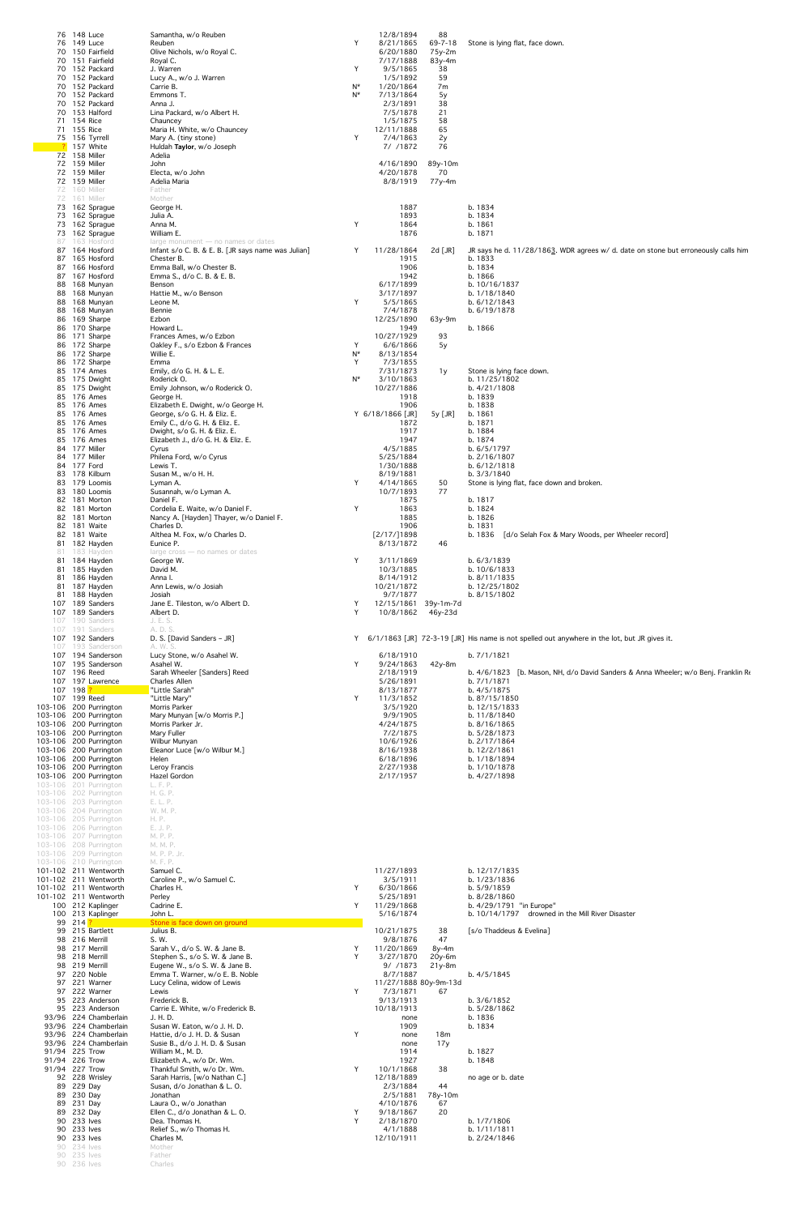| | | | | | | |
|---|---|---|---|---|---|---|
| 76 | 148 Luce | Samantha, w/o Reuben | | 12/8/1894 | 88 | |
| 76 | 149 Luce | Reuben | Y | 8/21/1865 | 69-7-18 | Stone is lying flat, face down. |
| 70 | 150 Fairfield | Olive Nichols, w/o Royal C. | | 6/20/1880 | 75y-2m | |
| 70 | 151 Fairfield | Royal C. | | 7/17/1888 | 83y-4m | |
| 70 | 152 Packard | J. Warren | Y | 9/5/1865 | 38 | |
| 70 | 152 Packard | Lucy A., w/o J. Warren | | 1/5/1892 | 59 | |
| 70 | 152 Packard | Carrie B. | N* | 1/20/1864 | 7m | |
| 70 | 152 Packard | Emmons T. | N* | 7/13/1864 | 5y | |
| 70 | 152 Packard | Anna J. | | 2/3/1891 | 38 | |
| 70 | 153 Halford | Lina Packard, w/o Albert H. | | 7/5/1878 | 21 | |
| 71 | 154 Rice | Chauncey | | 1/5/1875 | 58 | |
| 71 | 155 Rice | Maria H. White, w/o Chauncey | | 12/11/1888 | 65 | |
| 75 | 156 Tyrrell | Mary A. (tiny stone) | Y | 7/4/1863 | 2y | |
| ? | 157 White | Huldah **Taylor**, w/o Joseph | | 7/ /1872 | 76 | |
| 72 | 158 Miller | Adelia | | | | |
| 72 | 159 Miller | John | | 4/16/1890 | 89y-10m | |
| 72 | 159 Miller | Electa, w/o John | | 4/20/1878 | 70 | |
| 72 | 159 Miller | Adelia Maria | | 8/8/1919 | 77y-4m | |
| 72 | 160 Miller | Father | | | | |
| 72 | 161 Miller | Mother | | | | |
| 73 | 162 Sprague | George H. | | 1887 | | b. 1834 |
| 73 | 162 Sprague | Julia A. | | 1893 | | b. 1834 |
| 73 | 162 Sprague | Anna M. | Y | 1864 | | b. 1861 |
| 73 | 162 Sprague | William E. | | 1876 | | b. 1871 |
| 87 | 163 Hosford | large monument — no names or dates | | | | |
| 87 | 164 Hosford | Infant s/o C. B. & E. B. [JR says name was Julian] | Y | 11/28/1864 | 2d [JR] | JR says he d. 11/28/1863. WDR agrees w/ d. date on stone but erroneously calls him |
| 87 | 165 Hosford | Chester B. | | 1915 | | b. 1833 |
| 87 | 166 Hosford | Emma Ball, w/o Chester B. | | 1906 | | b. 1834 |
| 87 | 167 Hosford | Emma S., d/o C. B. & E. B. | | 1942 | | b. 1866 |
| 88 | 168 Munyan | Benson | | 6/17/1899 | | b. 10/16/1837 |
| 88 | 168 Munyan | Hattie M., w/o Benson | | 3/17/1897 | | b. 1/18/1840 |
| 88 | 168 Munyan | Leone M. | Y | 5/5/1865 | | b. 6/12/1843 |
| 88 | 168 Munyan | Bennie | | 7/4/1878 | | b. 6/19/1878 |
| 86 | 169 Sharpe | Ezbon | | 12/25/1890 | 63y-9m | |
| 86 | 170 Sharpe | Howard L. | | 1949 | | b. 1866 |
| 86 | 171 Sharpe | Frances Ames, w/o Ezbon | | 10/27/1929 | 93 | |
| 86 | 172 Sharpe | Oakley F., s/o Ezbon & Frances | Y | 6/6/1866 | 5y | |
| 86 | 172 Sharpe | Willie E. | N* | 8/13/1854 | | |
| 86 | 172 Sharpe | Emma | Y | 7/3/1855 | | |
| 85 | 174 Ames | Emily, d/o G. H. & L. E. | | 7/31/1873 | 1y | Stone is lying face down. |
| 85 | 175 Dwight | Roderick O. | N* | 3/10/1863 | | b. 11/25/1802 |
| 85 | 175 Dwight | Emily Johnson, w/o Roderick O. | | 10/27/1886 | | b. 4/21/1808 |
| 85 | 176 Ames | George H. | | 1918 | | b. 1839 |
| 85 | 176 Ames | Elizabeth E. Dwight, w/o George H. | | 1906 | | b. 1838 |
| 85 | 176 Ames | George, s/o G. H. & Eliz. E. | Y | 6/18/1866 [JR] | 5y [JR] | b. 1861 |
| 85 | 176 Ames | Emily C., d/o G. H. & Eliz. E. | | 1872 | | b. 1871 |
| 85 | 176 Ames | Dwight, s/o G. H. & Eliz. E. | | 1917 | | b. 1884 |
| 85 | 176 Ames | Elizabeth J., d/o G. H. & Eliz. E. | | 1947 | | b. 1874 |
| 84 | 177 Miller | Cyrus | | 4/5/1885 | | b. 6/5/1797 |
| 84 | 177 Miller | Philena Ford, w/o Cyrus | | 5/25/1884 | | b. 2/16/1807 |
| 84 | 177 Ford | Lewis T. | | 1/30/1888 | | b. 6/12/1818 |
| 83 | 178 Kilburn | Susan M., w/o H. H. | | 8/19/1881 | | b. 3/3/1840 |
| 83 | 179 Loomis | Lyman A. | Y | 4/14/1865 | 50 | Stone is lying flat, face down and broken. |
| 83 | 180 Loomis | Susannah, w/o Lyman A. | | 10/7/1893 | 77 | |
| 82 | 181 Morton | Daniel F. | | 1875 | | b. 1817 |
| 82 | 181 Morton | Cordelia E. Waite, w/o Daniel F. | Y | 1863 | | b. 1824 |
| 82 | 181 Morton | Nancy A. [Hayden] Thayer, w/o Daniel F. | | 1885 | | b. 1826 |
| 82 | 181 Waite | Charles D. | | 1906 | | b. 1831 |
| 82 | 181 Waite | Althea M. Fox, w/o Charles D. | | [2/17/]1898 | | b. 1836 [d/o Selah Fox & Mary Woods, per Wheeler record] |
| 81 | 182 Hayden | Eunice P. | | 8/13/1872 | 46 | |
| 81 | 183 Hayden | large cross — no names or dates | | | | |
| 81 | 184 Hayden | George W. | Y | 3/11/1869 | | b. 6/3/1839 |
| 81 | 185 Hayden | David M. | | 10/3/1885 | | b. 10/6/1833 |
| 81 | 186 Hayden | Anna I. | | 8/14/1912 | | b. 8/11/1835 |
| 81 | 187 Hayden | Ann Lewis, w/o Josiah | | 10/21/1872 | | b. 12/25/1802 |
| 81 | 188 Hayden | Josiah | | 9/7/1877 | | b. 8/15/1802 |
| 107 | 189 Sanders | Jane E. Tileston, w/o Albert D. | Y | 12/15/1861 | 39y-1m-7d | |
| 107 | 189 Sanders | Albert D. | Y | 10/8/1862 | 46y-23d | |
| 107 | 190 Sanders | J. E. S. | | | | |
| 107 | 191 Sanders | A. D. S. | | | | |
| 107 | 192 Sanders | D. S. [David Sanders – JR] | Y | 6/1/1863 [JR] | 72-3-19 [JR] | His name is not spelled out anywhere in the lot, but JR gives it. |
| 107 | 193 Sanderson | A. W. S. | | | | |
| 107 | 194 Sanderson | Lucy Stone, w/o Asahel W. | | 6/18/1910 | | b. 7/1/1821 |
| 107 | 195 Sanderson | Asahel W. | Y | 9/24/1863 | 42y-8m | |
| 107 | 196 Reed | Sarah Wheeler [Sanders] Reed | | 2/18/1919 | | b. 4/6/1823 [b. Mason, NH, d/o David Sanders & Anna Wheeler; w/o Benj. Franklin Re |
| 107 | 197 Lawrence | Charles Allen | | 5/26/1891 | | b. 7/1/1871 |
| 107 | 198 ? | "Little Sarah" | | 8/13/1877 | | b. 4/5/1875 |
| 107 | 199 Reed | "Little Mary" | Y | 11/3/1852 | | b. 8?/15/1850 |
| 103-106 | 200 Purrington | Morris Parker | | 3/5/1920 | | b. 12/15/1833 |
| 103-106 | 200 Purrington | Mary Munyan [w/o Morris P.] | | 9/9/1905 | | b. 11/8/1840 |
| 103-106 | 200 Purrington | Morris Parker Jr. | | 4/24/1875 | | b. 8/16/1865 |
| 103-106 | 200 Purrington | Mary Fuller | | 7/2/1875 | | b. 5/28/1873 |
| 103-106 | 200 Purrington | Wilbur Munyan | | 10/6/1926 | | b. 2/17/1864 |
| 103-106 | 200 Purrington | Eleanor Luce [w/o Wilbur M.] | | 8/16/1938 | | b. 12/2/1861 |
| 103-106 | 200 Purrington | Helen | | 6/18/1896 | | b. 1/18/1894 |
| 103-106 | 200 Purrington | Leroy Francis | | 2/27/1938 | | b. 1/10/1878 |
| 103-106 | 200 Purrington | Hazel Gordon | | 2/17/1957 | | b. 4/27/1898 |
| 103-106 | 201 Purrington | L. F. P. | | | | |
| 103-106 | 202 Purrington | H. G. P. | | | | |
| 103-106 | 203 Purrington | E. L. P. | | | | |
| 103-106 | 204 Purrington | W. M. P. | | | | |
| 103-106 | 205 Purrington | H. P. | | | | |
| 103-106 | 206 Purrington | E. J. P. | | | | |
| 103-106 | 207 Purrington | M. P. P. | | | | |
| 103-106 | 208 Purrington | M. M. P. | | | | |
| 103-106 | 209 Purrington | M. P. P. Jr. | | | | |
| 103-106 | 210 Purrington | M. F. P. | | | | |
| 101-102 | 211 Wentworth | Samuel C. | | 11/27/1893 | | b. 12/17/1835 |
| 101-102 | 211 Wentworth | Caroline P., w/o Samuel C. | | 3/5/1911 | | b. 1/23/1836 |
| 101-102 | 211 Wentworth | Charles H. | Y | 6/30/1866 | | b. 5/9/1859 |
| 101-102 | 211 Wentworth | Perley | | 5/25/1891 | | b. 8/28/1860 |
| 100 | 212 Kaplinger | Cadrine E. | Y | 11/29/1868 | | b. 4/29/1791 "in Europe" |
| 100 | 213 Kaplinger | John L. | | 5/16/1874 | | b. 10/14/1797 drowned in the Mill River Disaster |
| 99 | 214 ? | Stone is face down on ground | | | | |
| 99 | 215 Bartlett | Julius B. | | 10/21/1875 | 38 | [s/o Thaddeus & Evelina] |
| 98 | 216 Merrill | S. W. | | 9/8/1876 | 47 | |
| 98 | 217 Merrill | Sarah V., d/o S. W. & Jane B. | Y | 11/20/1869 | 8y-4m | |
| 98 | 218 Merrill | Stephen S., s/o S. W. & Jane B. | Y | 3/27/1870 | 20y-6m | |
| 98 | 219 Merrill | Eugene W., s/o S. W. & Jane B. | | 9/ /1873 | 21y-8m | |
| 97 | 220 Noble | Emma T. Warner, w/o E. B. Noble | | 8/7/1887 | | b. 4/5/1845 |
| 97 | 221 Warner | Lucy Celina, widow of Lewis | | 11/27/1888 | 80y-9m-13d | |
| 97 | 222 Warner | Lewis | Y | 7/3/1871 | 67 | |
| 95 | 223 Anderson | Frederick B. | | 9/13/1913 | | b. 3/6/1852 |
| 95 | 223 Anderson | Carrie E. White, w/o Frederick B. | | 10/18/1913 | | b. 5/28/1862 |
| 93/96 | 224 Chamberlain | J. H. D. | | none | | b. 1836 |
| 93/96 | 224 Chamberlain | Susan W. Eaton, w/o J. H. D. | | 1909 | | b. 1834 |
| 93/96 | 224 Chamberlain | Hattie, d/o J. H. D. & Susan | Y | none | 18m | |
| 93/96 | 224 Chamberlain | Susie B., d/o J. H. D. & Susan | | none | 17y | |
| 91/94 | 225 Trow | William M., M. D. | | 1914 | | b. 1827 |
| 91/94 | 226 Trow | Elizabeth A., w/o Dr. Wm. | | 1927 | | b. 1848 |
| 91/94 | 227 Trow | Thankful Smith, w/o Dr. Wm. | Y | 10/1/1868 | 38 | |
| 92 | 228 Wrisley | Sarah Harris, [w/o Nathan C.] | | 12/18/1889 | | no age or b. date |
| 89 | 229 Day | Susan, d/o Jonathan & L. O. | | 2/3/1884 | 44 | |
| 89 | 230 Day | Jonathan | | 2/5/1881 | 78y-10m | |
| 89 | 231 Day | Laura O., w/o Jonathan | | 4/10/1876 | 67 | |
| 89 | 232 Day | Ellen C., d/o Jonathan & L. O. | Y | 9/18/1867 | 20 | |
| 90 | 233 Ives | Dea. Thomas H. | Y | 2/18/1870 | | b. 1/7/1806 |
| 90 | 233 Ives | Relief S., w/o Thomas H. | | 4/1/1888 | | b. 1/11/1811 |
| 90 | 233 Ives | Charles M. | | 12/10/1911 | | b. 2/24/1846 |
| 90 | 234 Ives | Mother | | | | |
| 90 | 235 Ives | Father | | | | |
| 90 | 236 Ives | Charles | | | | |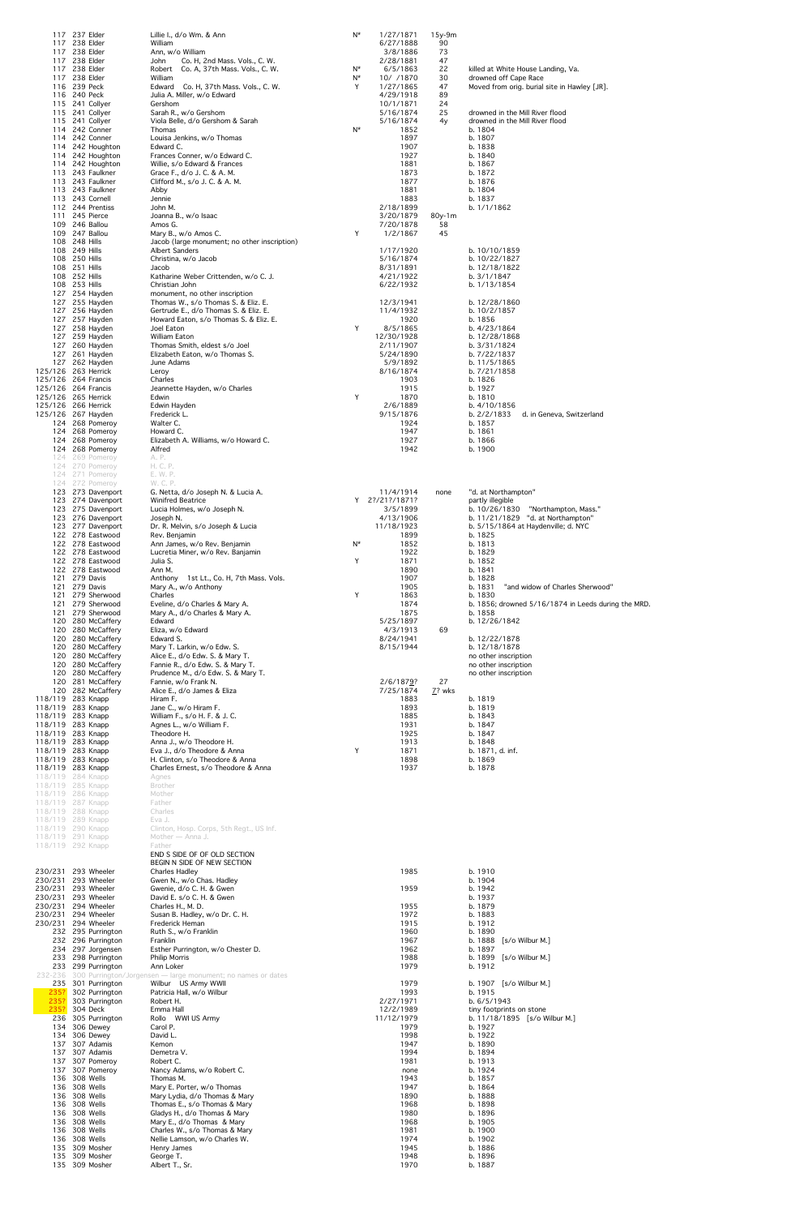| | | | | | | | |
|---|---|---|---|---|---|---|---|
| 117 | 237 | Elder | Lillie I., d/o Wm. & Ann | N* | 1/27/1871 | 15y-9m | |
| 117 | 238 | Elder | William | | 6/27/1888 | 90 | |
| 117 | 238 | Elder | Ann, w/o William | | 3/8/1886 | 73 | |
| 117 | 238 | Elder | John Co. H, 2nd Mass. Vols., C. W. | | 2/28/1881 | 47 | |
| 117 | 238 | Elder | Robert Co. A, 37th Mass. Vols., C. W. | N* | 6/5/1863 | 22 | killed at White House Landing, Va. |
| 117 | 238 | Elder | William | N* | 10/ /1870 | 30 | drowned off Cape Race |
| 116 | 239 | Peck | Edward Co. H, 37th Mass. Vols., C. W. | Y | 1/27/1865 | 47 | Moved from orig. burial site in Hawley [JR]. |
| 116 | 240 | Peck | Julia A. Miller, w/o Edward | | 4/29/1918 | 89 | |
| 115 | 241 | Collyer | Gershom | | 10/1/1871 | 24 | |
| 115 | 241 | Collyer | Sarah R., w/o Gershom | | 5/16/1874 | 25 | drowned in the Mill River flood |
| 115 | 241 | Collyer | Viola Belle, d/o Gershom & Sarah | | 5/16/1874 | 4y | drowned in the Mill River flood |
| 114 | 242 | Conner | Thomas | N* | 1852 | | b. 1804 |
| 114 | 242 | Conner | Louisa Jenkins, w/o Thomas | | 1897 | | b. 1807 |
| 114 | 242 | Houghton | Edward C. | | 1907 | | b. 1838 |
| 114 | 242 | Houghton | Frances Conner, w/o Edward C. | | 1927 | | b. 1840 |
| 114 | 242 | Houghton | Willie, s/o Edward & Frances | | 1881 | | b. 1867 |
| 113 | 243 | Faulkner | Grace F., d/o J. C. & A. M. | | 1873 | | b. 1872 |
| 113 | 243 | Faulkner | Clifford M., s/o J. C. & A. M. | | 1877 | | b. 1876 |
| 113 | 243 | Faulkner | Abby | | 1881 | | b. 1804 |
| 113 | 243 | Cornell | Jennie | | 1883 | | b. 1837 |
| 112 | 244 | Prentiss | John M. | | 2/18/1899 | | b. 1/1/1862 |
| 111 | 245 | Pierce | Joanna B., w/o Isaac | | 3/20/1879 | 80y-1m | |
| 109 | 246 | Ballou | Amos G. | | 7/20/1878 | 58 | |
| 109 | 247 | Ballou | Mary B., w/o Amos C. | Y | 1/2/1867 | 45 | |
| 108 | 248 | Hills | Jacob (large monument; no other inscription) | | | | |
| 108 | 249 | Hills | Albert Sanders | | 1/17/1920 | | b. 10/10/1859 |
| 108 | 250 | Hills | Christina, w/o Jacob | | 5/16/1874 | | b. 10/22/1827 |
| 108 | 251 | Hills | Jacob | | 8/31/1891 | | b. 12/18/1822 |
| 108 | 252 | Hills | Katharine Weber Crittenden, w/o C. J. | | 4/21/1922 | | b. 3/1/1847 |
| 108 | 253 | Hills | Christian John | | 6/22/1932 | | b. 1/13/1854 |
| 127 | 254 | Hayden | monument, no other inscription | | | | |
| 127 | 255 | Hayden | Thomas W., s/o Thomas S. & Eliz. E. | | 12/3/1941 | | b. 12/28/1860 |
| 127 | 256 | Hayden | Gertrude E., d/o Thomas S. & Eliz. E. | | 11/4/1932 | | b. 10/2/1857 |
| 127 | 257 | Hayden | Howard Eaton, s/o Thomas S. & Eliz. E. | | 1920 | | b. 1856 |
| 127 | 258 | Hayden | Joel Eaton | Y | 8/5/1865 | | b. 4/23/1864 |
| 127 | 259 | Hayden | William Eaton | | 12/30/1928 | | b. 12/28/1868 |
| 127 | 260 | Hayden | Thomas Smith, eldest s/o Joel | | 2/11/1907 | | b. 3/31/1824 |
| 127 | 261 | Hayden | Elizabeth Eaton, w/o Thomas S. | | 5/24/1890 | | b. 7/22/1837 |
| 127 | 262 | Hayden | June Adams | | 5/9/1892 | | b. 11/5/1865 |
| 125/126 | 263 | Herrick | Leroy | | 8/16/1874 | | b. 7/21/1858 |
| 125/126 | 264 | Francis | Charles | | 1903 | | b. 1826 |
| 125/126 | 264 | Francis | Jeannette Hayden, w/o Charles | | 1915 | | b. 1927 |
| 125/126 | 265 | Herrick | Edwin | Y | 1870 | | b. 1810 |
| 125/126 | 266 | Herrick | Edwin Hayden | | 2/6/1889 | | b. 4/10/1856 |
| 125/126 | 267 | Hayden | Frederick L. | | 9/15/1876 | | b. 2/2/1833 d. in Geneva, Switzerland |
| 124 | 268 | Pomeroy | Walter C. | | 1924 | | b. 1857 |
| 124 | 268 | Pomeroy | Howard C. | | 1947 | | b. 1861 |
| 124 | 268 | Pomeroy | Elizabeth A. Williams, w/o Howard C. | | 1927 | | b. 1866 |
| 124 | 268 | Pomeroy | Alfred | | 1942 | | b. 1900 |
| 124 | 269 | Pomeroy | A. P. | | | | |
| 124 | 270 | Pomeroy | H. C. P. | | | | |
| 124 | 271 | Pomeroy | E. W. P. | | | | |
| 124 | 272 | Pomeroy | W. C. P. | | | | |
| 123 | 273 | Davenport | G. Netta, d/o Joseph N. & Lucia A. | | 11/4/1914 | none | "d. at Northampton" |
| 123 | 274 | Davenport | Winifred Beatrice | Y | 2?/21?/1871? | | partly illegible |
| 123 | 275 | Davenport | Lucia Holmes, w/o Joseph N. | | 3/5/1899 | | b. 10/26/1830 "Northampton, Mass." |
| 123 | 276 | Davenport | Joseph N. | | 4/13/1906 | | b. 11/21/1829 "d. at Northampton" |
| 123 | 277 | Davenport | Dr. R. Melvin, s/o Joseph & Lucia | | 11/18/1923 | | b. 5/15/1864 at Haydenville; d. NYC |
| 122 | 278 | Eastwood | Rev. Benjamin | | 1899 | | b. 1825 |
| 122 | 278 | Eastwood | Ann James, w/o Rev. Benjamin | N* | 1852 | | b. 1813 |
| 122 | 278 | Eastwood | Lucretia Miner, w/o Rev. Benjamin | | 1922 | | b. 1829 |
| 122 | 278 | Eastwood | Julia S. | Y | 1871 | | b. 1852 |
| 122 | 278 | Eastwood | Ann M. | | 1890 | | b. 1841 |
| 121 | 279 | Davis | Anthony 1st Lt., Co. H, 7th Mass. Vols. | | 1907 | | b. 1828 |
| 121 | 279 | Davis | Mary A., w/o Anthony | | 1905 | | b. 1831 "and widow of Charles Sherwood" |
| 121 | 279 | Sherwood | Charles | Y | 1863 | | b. 1830 |
| 121 | 279 | Sherwood | Eveline, d/o Charles & Mary A. | | 1874 | | b. 1856; drowned 5/16/1874 in Leeds during the MRD. |
| 121 | 279 | Sherwood | Mary A., d/o Charles & Mary A. | | 1875 | | b. 1858 |
| 120 | 280 | McCaffery | Edward | | 5/25/1897 | | b. 12/26/1842 |
| 120 | 280 | McCaffery | Eliza, w/o Edward | | 4/3/1913 | 69 | |
| 120 | 280 | McCaffery | Edward S. | | 8/24/1941 | | b. 12/22/1878 |
| 120 | 280 | McCaffery | Mary T. Larkin, w/o Edw. S. | | 8/15/1944 | | b. 12/18/1878 |
| 120 | 280 | McCaffery | Alice E., d/o Edw. S. & Mary T. | | | | no other inscription |
| 120 | 280 | McCaffery | Fannie R., d/o Edw. S. & Mary T. | | | | no other inscription |
| 120 | 280 | McCaffery | Prudence M., d/o Edw. S. & Mary T. | | | | no other inscription |
| 120 | 281 | McCaffery | Fannie, w/o Frank N. | | 2/6/1879? | 27 | |
| 120 | 282 | McCaffery | Alice E., d/o James & Eliza | | 7/25/1874 | 7? wks | |
| 118/119 | 283 | Knapp | Hiram F. | | 1883 | | b. 1819 |
| 118/119 | 283 | Knapp | Jane C., w/o Hiram F. | | 1893 | | b. 1819 |
| 118/119 | 283 | Knapp | William F., s/o H. F. & J. C. | | 1885 | | b. 1843 |
| 118/119 | 283 | Knapp | Agnes L., w/o William F. | | 1931 | | b. 1847 |
| 118/119 | 283 | Knapp | Theodore H. | | 1925 | | b. 1847 |
| 118/119 | 283 | Knapp | Anna J., w/o Theodore H. | | 1913 | | b. 1848 |
| 118/119 | 283 | Knapp | Eva J., d/o Theodore & Anna | Y | 1871 | | b. 1871, d. inf. |
| 118/119 | 283 | Knapp | H. Clinton, s/o Theodore & Anna | | 1898 | | b. 1869 |
| 118/119 | 283 | Knapp | Charles Ernest, s/o Theodore & Anna | | 1937 | | b. 1878 |
| 118/119 | 284 | Knapp | Agnes | | | | |
| 118/119 | 285 | Knapp | Brother | | | | |
| 118/119 | 286 | Knapp | Mother | | | | |
| 118/119 | 287 | Knapp | Father | | | | |
| 118/119 | 288 | Knapp | Charles | | | | |
| 118/119 | 289 | Knapp | Eva J. | | | | |
| 118/119 | 290 | Knapp | Clinton, Hosp. Corps, 5th Regt., US Inf. | | | | |
| 118/119 | 291 | Knapp | Mother — Anna J. | | | | |
| 118/119 | 292 | Knapp | Father | | | | |
| | | | END S SIDE OF OF OLD SECTION | | | | |
| | | | BEGIN N SIDE OF NEW SECTION | | | | |
| 230/231 | 293 | Wheeler | Charles Hadley | | 1985 | | b. 1910 |
| 230/231 | 293 | Wheeler | Gwen N., w/o Chas. Hadley | | | | b. 1904 |
| 230/231 | 293 | Wheeler | Gwenie, d/o C. H. & Gwen | | 1959 | | b. 1942 |
| 230/231 | 293 | Wheeler | David E. s/o C. H. & Gwen | | | | b. 1937 |
| 230/231 | 294 | Wheeler | Charles H., M. D. | | 1955 | | b. 1879 |
| 230/231 | 294 | Wheeler | Susan B. Hadley, w/o Dr. C. H. | | 1972 | | b. 1883 |
| 230/231 | 294 | Wheeler | Frederick Heman | | 1915 | | b. 1912 |
| 232 | 295 | Purrington | Ruth S., w/o Franklin | | 1960 | | b. 1890 |
| 232 | 296 | Purrington | Franklin | | 1967 | | b. 1888 [s/o Wilbur M.] |
| 234 | 297 | Jorgensen | Esther Purrington, w/o Chester D. | | 1962 | | b. 1897 |
| 233 | 298 | Purrington | Philip Morris | | 1988 | | b. 1899 [s/o Wilbur M.] |
| 233 | 299 | Purrington | Ann Loker | | 1979 | | b. 1912 |
| 232-236 | 300 | Purrington/Jorgensen — large monument; no names or dates | | | | | |
| 235 | 301 | Purrington | Wilbur US Army WWII | | 1979 | | b. 1907 [s/o Wilbur M.] |
| 235? | 302 | Purrington | Patricia Hall, w/o Wilbur | | 1993 | | b. 1915 |
| 235? | 303 | Purrington | Robert H. | | 2/27/1971 | | b. 6/5/1943 |
| 235? | 304 | Deck | Emma Hall | | 12/2/1989 | | tiny footprints on stone |
| 236 | 305 | Purrington | Rollo WWI US Army | | 11/12/1979 | | b. 11/18/1895 [s/o Wilbur M.] |
| 134 | 306 | Dewey | Carol P. | | 1979 | | b. 1927 |
| 134 | 306 | Dewey | David L. | | 1998 | | b. 1922 |
| 137 | 307 | Adamis | Kemon | | 1947 | | b. 1890 |
| 137 | 307 | Adamis | Demetra V. | | 1994 | | b. 1894 |
| 137 | 307 | Pomeroy | Robert C. | | 1981 | | b. 1913 |
| 137 | 307 | Pomeroy | Nancy Adams, w/o Robert C. | | none | | b. 1924 |
| 136 | 308 | Wells | Thomas M. | | 1943 | | b. 1857 |
| 136 | 308 | Wells | Mary E. Porter, w/o Thomas | | 1947 | | b. 1864 |
| 136 | 308 | Wells | Mary Lydia, d/o Thomas & Mary | | 1890 | | b. 1888 |
| 136 | 308 | Wells | Thomas E., s/o Thomas & Mary | | 1968 | | b. 1898 |
| 136 | 308 | Wells | Gladys H., d/o Thomas & Mary | | 1980 | | b. 1896 |
| 136 | 308 | Wells | Mary E., d/o Thomas & Mary | | 1968 | | b. 1905 |
| 136 | 308 | Wells | Charles W., s/o Thomas & Mary | | 1981 | | b. 1900 |
| 136 | 308 | Wells | Nellie Lamson, w/o Charles W. | | 1974 | | b. 1902 |
| 135 | 309 | Mosher | Henry James | | 1945 | | b. 1886 |
| 135 | 309 | Mosher | George T. | | 1948 | | b. 1896 |
| 135 | 309 | Mosher | Albert T., Sr. | | 1970 | | b. 1887 |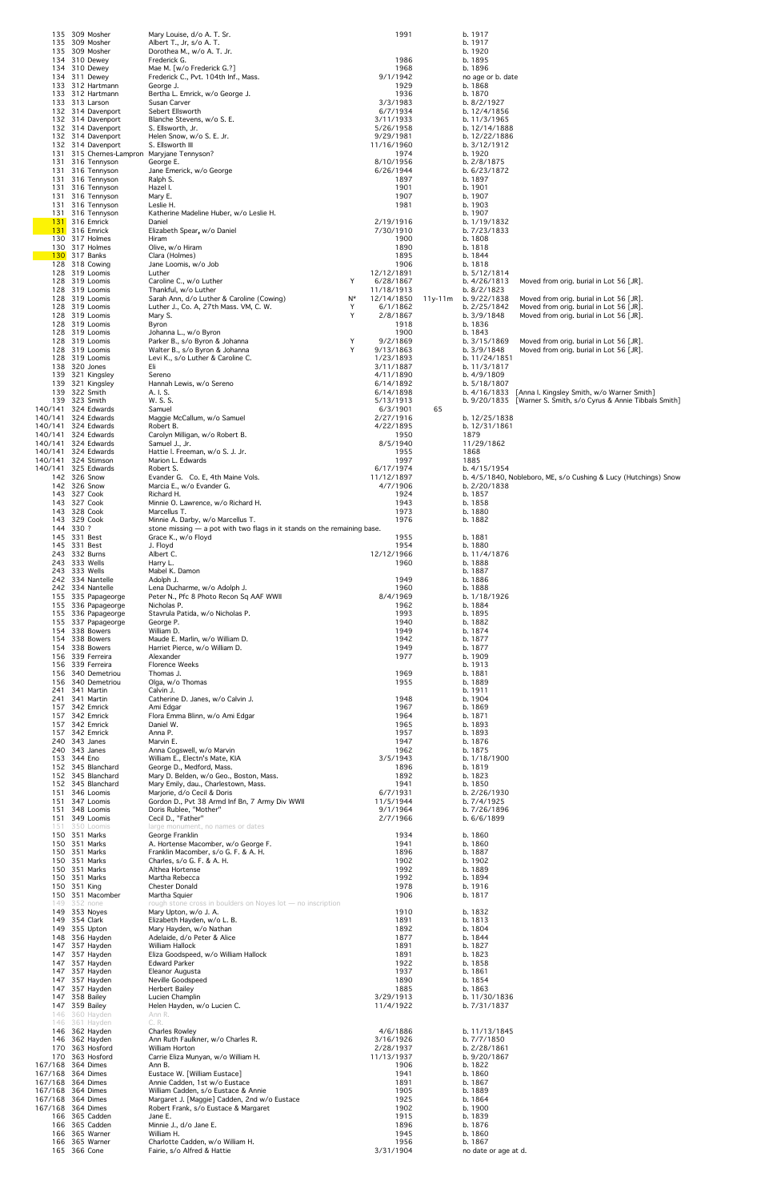| | | | | | | | | |
|---|---|---|---|---|---|---|---|---|
| 135 | 309 | Mosher | Mary Louise, d/o A. T. Sr. | | 1991 | | b. 1917 | |
| 135 | 309 | Mosher | Albert T., Jr, s/o A. T. | | | | b. 1917 | |
| 135 | 309 | Mosher | Dorothea M., w/o A. T. Jr. | | | | b. 1920 | |
| 134 | 310 | Dewey | Frederick G. | | 1986 | | b. 1895 | |
| 134 | 310 | Dewey | Mae M. [w/o Frederick G.?] | | 1968 | | b. 1896 | |
| 134 | 311 | Dewey | Frederick C., Pvt. 104th Inf., Mass. | | 9/1/1942 | | no age or b. date | |
| 133 | 312 | Hartmann | George J. | | 1929 | | b. 1868 | |
| 133 | 312 | Hartmann | Bertha L. Emrick, w/o George J. | | 1936 | | b. 1870 | |
| 133 | 313 | Larson | Susan Carver | | 3/3/1983 | | b. 8/2/1927 | |
| 132 | 314 | Davenport | Sebert Ellsworth | | 6/7/1934 | | b. 12/4/1856 | |
| 132 | 314 | Davenport | Blanche Stevens, w/o S. E. | | 3/11/1933 | | b. 11/3/1965 | |
| 132 | 314 | Davenport | S. Ellsworth, Jr. | | 5/26/1958 | | b. 12/14/1888 | |
| 132 | 314 | Davenport | Helen Snow, w/o S. E. Jr. | | 9/29/1981 | | b. 12/22/1886 | |
| 132 | 314 | Davenport | S. Ellsworth III | | 11/16/1960 | | b. 3/12/1912 | |
| 131 | 315 | Chernes-Lampron | Maryjane Tennyson? | | 1974 | | b. 1920 | |
| 131 | 316 | Tennyson | George E. | | 8/10/1956 | | b. 2/8/1875 | |
| 131 | 316 | Tennyson | Jane Emerick, w/o George | | 6/26/1944 | | b. 6/23/1872 | |
| 131 | 316 | Tennyson | Ralph S. | | 1897 | | b. 1897 | |
| 131 | 316 | Tennyson | Hazel I. | | 1901 | | b. 1901 | |
| 131 | 316 | Tennyson | Mary E. | | 1907 | | b. 1907 | |
| 131 | 316 | Tennyson | Leslie H. | | 1981 | | b. 1903 | |
| 131 | 316 | Tennyson | Katherine Madeline Huber, w/o Leslie H. | | | | b. 1907 | |
| 131 | 316 | Emrick | Daniel | | 2/19/1916 | | b. 1/19/1832 | |
| 131 | 316 | Emrick | Elizabeth Spear, w/o Daniel | | 7/30/1910 | | b. 7/23/1833 | |
| 130 | 317 | Holmes | Hiram | | 1900 | | b. 1808 | |
| 130 | 317 | Holmes | Olive, w/o Hiram | | 1890 | | b. 1818 | |
| 130 | 317 | Banks | Clara (Holmes) | | 1895 | | b. 1844 | |
| 128 | 318 | Cowing | Jane Loomis, w/o Job | | 1906 | | b. 1818 | |
| 128 | 319 | Loomis | Luther | | 12/12/1891 | | b. 5/12/1814 | |
| 128 | 319 | Loomis | Caroline C., w/o Luther | Y | 6/28/1867 | | b. 4/26/1813 | Moved from orig. burial in Lot 56 [JR]. |
| 128 | 319 | Loomis | Thankful, w/o Luther | | 11/18/1913 | | b. 8/2/1823 | |
| 128 | 319 | Loomis | Sarah Ann, d/o Luther & Caroline (Cowing) | N* | 12/14/1850 | 11y-11m | b. 9/22/1838 | Moved from orig. burial in Lot 56 [JR]. |
| 128 | 319 | Loomis | Luther J., Co. A, 27th Mass. VM, C. W. | Y | 6/1/1862 | | b. 2/25/1842 | Moved from orig. burial in Lot 56 [JR]. |
| 128 | 319 | Loomis | Mary S. | Y | 2/8/1867 | | b. 3/9/1848 | Moved from orig. burial in Lot 56 [JR]. |
| 128 | 319 | Loomis | Byron | | 1918 | | b. 1836 | |
| 128 | 319 | Loomis | Johanna L., w/o Byron | | 1900 | | b. 1843 | |
| 128 | 319 | Loomis | Parker B., s/o Byron & Johanna | Y | 9/2/1869 | | b. 3/15/1869 | Moved from orig. burial in Lot 56 [JR]. |
| 128 | 319 | Loomis | Walter B., s/o Byron & Johanna | Y | 9/13/1863 | | b. 3/9/1848 | Moved from orig. burial in Lot 56 [JR]. |
| 128 | 319 | Loomis | Levi K., s/o Luther & Caroline C. | | 1/23/1893 | | b. 11/24/1851 | |
| 138 | 320 | Jones | Eli | | 3/11/1887 | | b. 11/3/1817 | |
| 139 | 321 | Kingsley | Sereno | | 4/11/1890 | | b. 4/9/1809 | |
| 139 | 321 | Kingsley | Hannah Lewis, w/o Sereno | | 6/14/1892 | | b. 5/18/1807 | |
| 139 | 322 | Smith | A. I. S. | | 6/14/1898 | | b. 4/16/1833 | [Anna I. Kingsley Smith, w/o Warner Smith] |
| 139 | 323 | Smith | W. S. S. | | 5/13/1913 | | b. 9/20/1835 | [Warner S. Smith, s/o Cyrus & Annie Tibbals Smith] |
| 140/141 | 324 | Edwards | Samuel | | 6/3/1901 | 65 | | |
| 140/141 | 324 | Edwards | Maggie McCallum, w/o Samuel | | 2/27/1916 | | b. 12/25/1838 | |
| 140/141 | 324 | Edwards | Robert B. | | 4/22/1895 | | b. 12/31/1861 | |
| 140/141 | 324 | Edwards | Carolyn Milligan, w/o Robert B. | | 1950 | | 1879 | |
| 140/141 | 324 | Edwards | Samuel J., Jr. | | 8/5/1940 | | 11/29/1862 | |
| 140/141 | 324 | Edwards | Hattie I. Freeman, w/o S. J. Jr. | | 1955 | | 1868 | |
| 140/141 | 324 | Stimson | Marion L. Edwards | | 1997 | | 1885 | |
| 140/141 | 325 | Edwards | Robert S. | | 6/17/1974 | | b. 4/15/1954 | |
| 142 | 326 | Snow | Evander G. Co. E, 4th Maine Vols. | | 11/12/1897 | | b. 4/5/1840, Nobleboro, ME, s/o Cushing & Lucy (Hutchings) Snow | |
| 142 | 326 | Snow | Marcia E., w/o Evander G. | | 4/7/1906 | | b. 2/20/1838 | |
| 143 | 327 | Cook | Richard H. | | 1924 | | b. 1857 | |
| 143 | 327 | Cook | Minnie O. Lawrence, w/o Richard H. | | 1943 | | b. 1858 | |
| 143 | 328 | Cook | Marcellus T. | | 1973 | | b. 1880 | |
| 143 | 329 | Cook | Minnie A. Darby, w/o Marcellus T. | | 1976 | | b. 1882 | |
| 144 | 330 | ? | stone missing — a pot with two flags in it stands on the remaining base. | | | | | |
| 145 | 331 | Best | Grace K., w/o Floyd | | 1955 | | b. 1881 | |
| 145 | 331 | Best | J. Floyd | | 1954 | | b. 1880 | |
| 243 | 332 | Burns | Albert C. | | 12/12/1966 | | b. 11/4/1876 | |
| 243 | 333 | Wells | Harry L. | | 1960 | | b. 1888 | |
| 243 | 333 | Wells | Mabel K. Damon | | | | b. 1887 | |
| 242 | 334 | Nantelle | Adolph J. | | 1949 | | b. 1886 | |
| 242 | 334 | Nantelle | Lena Ducharme, w/o Adolph J. | | 1960 | | b. 1888 | |
| 155 | 335 | Papageorge | Peter N., Pfc 8 Photo Recon Sq AAF WWII | | 8/4/1969 | | b. 1/18/1926 | |
| 155 | 336 | Papageorge | Nicholas P. | | 1962 | | b. 1884 | |
| 155 | 336 | Papageorge | Stavrula Patida, w/o Nicholas P. | | 1993 | | b. 1895 | |
| 155 | 337 | Papageorge | George P. | | 1940 | | b. 1882 | |
| 154 | 338 | Bowers | William D. | | 1949 | | b. 1874 | |
| 154 | 338 | Bowers | Maude E. Marlin, w/o William D. | | 1942 | | b. 1877 | |
| 154 | 338 | Bowers | Harriet Pierce, w/o William D. | | 1949 | | b. 1877 | |
| 156 | 339 | Ferreira | Alexander | | 1977 | | b. 1909 | |
| 156 | 339 | Ferreira | Florence Weeks | | | | b. 1913 | |
| 156 | 340 | Demetriou | Thomas J. | | 1969 | | b. 1881 | |
| 156 | 340 | Demetriou | Olga, w/o Thomas | | 1955 | | b. 1889 | |
| 241 | 341 | Martin | Calvin J. | | | | b. 1911 | |
| 241 | 341 | Martin | Catherine D. Janes, w/o Calvin J. | | 1948 | | b. 1904 | |
| 157 | 342 | Emrick | Ami Edgar | | 1967 | | b. 1869 | |
| 157 | 342 | Emrick | Flora Emma Blinn, w/o Ami Edgar | | 1964 | | b. 1871 | |
| 157 | 342 | Emrick | Daniel W. | | 1965 | | b. 1893 | |
| 157 | 342 | Emrick | Anna P. | | 1957 | | b. 1893 | |
| 240 | 343 | Janes | Marvin E. | | 1947 | | b. 1876 | |
| 240 | 343 | Janes | Anna Cogswell, w/o Marvin | | 1962 | | b. 1875 | |
| 153 | 344 | Eno | William E., Electn's Mate, KIA | | 3/5/1943 | | b. 1/18/1900 | |
| 152 | 345 | Blanchard | George D., Medford, Mass. | | 1896 | | b. 1819 | |
| 152 | 345 | Blanchard | Mary D. Belden, w/o Geo., Boston, Mass. | | 1892 | | b. 1823 | |
| 152 | 345 | Blanchard | Mary Emily, dau., Charlestown, Mass. | | 1941 | | b. 1850 | |
| 151 | 346 | Loomis | Marjorie, d/o Cecil & Doris | | 6/7/1931 | | b. 2/26/1930 | |
| 151 | 347 | Loomis | Gordon D., Pvt 38 Armd Inf Bn, 7 Army Div WWII | | 11/5/1944 | | b. 7/4/1925 | |
| 151 | 348 | Loomis | Doris Rublee, "Mother" | | 9/1/1964 | | b. 7/26/1896 | |
| 151 | 349 | Loomis | Cecil D., "Father" | | 2/7/1966 | | b. 6/6/1899 | |
| 151 | 350 | Loomis | large monument, no names or dates | | | | | |
| 150 | 351 | Marks | George Franklin | | 1934 | | b. 1860 | |
| 150 | 351 | Marks | A. Hortense Macomber, w/o George F. | | 1941 | | b. 1860 | |
| 150 | 351 | Marks | Franklin Macomber, s/o G. F. & A. H. | | 1896 | | b. 1887 | |
| 150 | 351 | Marks | Charles, s/o G. F. & A. H. | | 1902 | | b. 1902 | |
| 150 | 351 | Marks | Althea Hortense | | 1992 | | b. 1889 | |
| 150 | 351 | Marks | Martha Rebecca | | 1992 | | b. 1894 | |
| 150 | 351 | King | Chester Donald | | 1978 | | b. 1916 | |
| 150 | 351 | Macomber | Martha Squier | | 1906 | | b. 1817 | |
| 149 | 352 | none | rough stone cross in boulders on Noyes lot — no inscription | | | | | |
| 149 | 353 | Noyes | Mary Upton, w/o J. A. | | 1910 | | b. 1832 | |
| 149 | 354 | Clark | Elizabeth Hayden, w/o L. B. | | 1891 | | b. 1813 | |
| 149 | 355 | Upton | Mary Hayden, w/o Nathan | | 1892 | | b. 1804 | |
| 148 | 356 | Hayden | Adelaide, d/o Peter & Alice | | 1877 | | b. 1844 | |
| 147 | 357 | Hayden | William Hallock | | 1891 | | b. 1827 | |
| 147 | 357 | Hayden | Eliza Goodspeed, w/o William Hallock | | 1891 | | b. 1823 | |
| 147 | 357 | Hayden | Edward Parker | | 1922 | | b. 1858 | |
| 147 | 357 | Hayden | Eleanor Augusta | | 1937 | | b. 1861 | |
| 147 | 357 | Hayden | Neville Goodspeed | | 1890 | | b. 1854 | |
| 147 | 357 | Hayden | Herbert Bailey | | 1885 | | b. 1863 | |
| 147 | 358 | Bailey | Lucien Champlin | | 3/29/1913 | | b. 11/30/1836 | |
| 147 | 359 | Bailey | Helen Hayden, w/o Lucien C. | | 11/4/1922 | | b. 7/31/1837 | |
| 146 | 360 | Hayden | Ann R. | | | | | |
| 146 | 361 | Hayden | C. R. | | | | | |
| 146 | 362 | Hayden | Charles Rowley | | 4/6/1886 | | b. 11/13/1845 | |
| 146 | 362 | Hayden | Ann Ruth Faulkner, w/o Charles R. | | 3/16/1926 | | b. 7/7/1850 | |
| 170 | 363 | Hosford | William Horton | | 2/28/1937 | | b. 2/28/1861 | |
| 170 | 363 | Hosford | Carrie Eliza Munyan, w/o William H. | | 11/13/1937 | | b. 9/20/1867 | |
| 167/168 | 364 | Dimes | Ann B. | | 1906 | | b. 1822 | |
| 167/168 | 364 | Dimes | Eustace W. [William Eustace] | | 1941 | | b. 1860 | |
| 167/168 | 364 | Dimes | Annie Cadden, 1st w/o Eustace | | 1891 | | b. 1867 | |
| 167/168 | 364 | Dimes | William Cadden, s/o Eustace & Annie | | 1905 | | b. 1889 | |
| 167/168 | 364 | Dimes | Margaret J. [Maggie] Cadden, 2nd w/o Eustace | | 1925 | | b. 1864 | |
| 167/168 | 364 | Dimes | Robert Frank, s/o Eustace & Margaret | | 1902 | | b. 1900 | |
| 166 | 365 | Cadden | Jane E. | | 1915 | | b. 1839 | |
| 166 | 365 | Cadden | Minnie J., d/o Jane E. | | 1896 | | b. 1876 | |
| 166 | 365 | Warner | William H. | | 1945 | | b. 1860 | |
| 166 | 365 | Warner | Charlotte Cadden, w/o William H. | | 1956 | | b. 1867 | |
| 165 | 366 | Cone | Fairie, s/o Alfred & Hattie | | 3/31/1904 | | no date or age at d. | |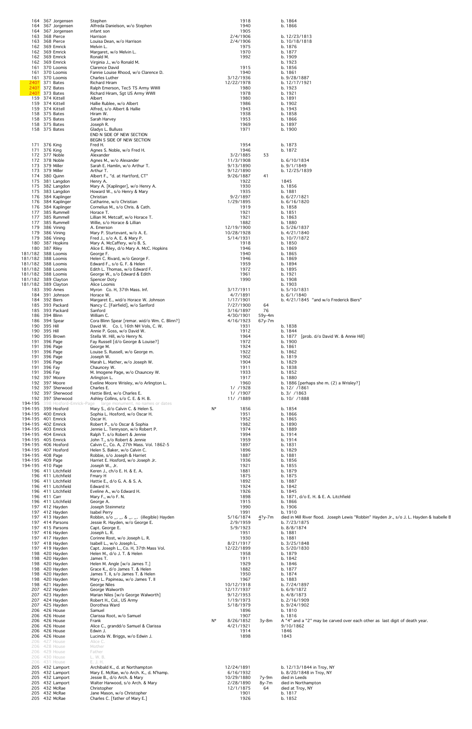| | | | | | | | |
|---|---|---|---|---|---|---|---|
| 164 | 367 Jorgensen | Stephen | | 1918 | | b. 1864 |
| 164 | 367 Jorgensen | Alfreda Danielson, w/o Stephen | | 1940 | | b. 1866 |
| 164 | 367 Jorgensen | infant son | | 1905 | | |
| 163 | 368 Pierce | Harrison | | 2/4/1906 | | b. 12/23/1813 |
| 163 | 368 Pierce | Louisa Dean, w/o Harrison | | 2/4/1906 | | b. 10/18/1818 |
| 162 | 369 Emrick | Melvin L. | | 1975 | | b. 1876 |
| 162 | 369 Emrick | Margaret, w/o Melvin L. | | 1970 | | b. 1877 |
| 162 | 369 Emrick | Ronald M. | | 1992 | | b. 1909 |
| 162 | 369 Emrick | Virginia J., w/o Ronald M. | | | | b. 1923 |
| 161 | 370 Loomis | Clarence David | | 1915 | | b. 1856 |
| 161 | 370 Loomis | Fannie Louise Rhood, w/o Clarence D. | | 1940 | | b. 1861 |
| 161 | 370 Loomis | Charles Luther | | 3/12/1936 | | b. 9/28/1887 |
| 240? | 371 Bates | Richard Hiram | | 12/22/1978 | | b. 12/17/1921 |
| 240? | 372 Bates | Ralph Emerson, Tec5 TS Army WWII | | 1980 | | b. 1923 |
| 240? | 373 Bates | Richard Hiram, Sgt US Army WWII | | 1978 | | b. 1921 |
| 159 | 374 Kittell | Albert | | 1980 | | b. 1891 |
| 159 | 374 Kittell | Hallie Rublee, w/o Albert | | 1986 | | b. 1902 |
| 159 | 374 Kittell | Alfred, s/o Albert & Hallie | | 1943 | | b. 1943 |
| 158 | 375 Bates | Hiram W. | | 1938 | | b. 1858 |
| 158 | 375 Bates | Sarah Harvey | | 1953 | | b. 1866 |
| 158 | 375 Bates | Joseph R. | | 1969 | | b. 1897 |
| 158 | 375 Bates | Gladys L. Bulluss | | 1971 | | b. 1900 |
| | | END N SIDE OF NEW SECTION | | | | |
| | | BEGIN S SIDE OF NEW SECTION | | | | |
| 171 | 376 King | Fred H. | | 1954 | | b. 1873 |
| 171 | 376 King | Agnes S. Noble, w/o Fred H. | | 1946 | | b. 1872 |
| 172 | 377 Noble | Alexander | | 3/2/1885 | 53 | |
| 172 | 378 Noble | Agnes M., w/o Alexander | | 11/3/1908 | | b. 6/10/1834 |
| 173 | 379 Miller | Sarah E. Hamlin, w/o Arthur T. | | 9/13/1890 | | b. 9/1/1849 |
| 173 | 379 Miller | Arthur T. | | 9/12/1890 | | b. 12/25/1839 |
| 174 | 380 Quinn | Albert F., "d. at Hartford, CT" | | 9/26/1887 | 41 | |
| 175 | 381 Langdon | Henry A. | | 1922 | | 1845 |
| 175 | 382 Langdon | Mary A. [Kaplinger], w/o Henry A. | | 1930 | | b. 1856 |
| 175 | 383 Langdon | Howard W., s/o Henry & Mary | | 1935 | | b. 1881 |
| 176 | 384 Kaplinger | Christian | | 9/2/1897 | | b. 6/27/1821 |
| 176 | 384 Kaplinger | Catharine, w/o Christian | | 1/29/1895 | | b. 6/16/1820 |
| 176 | 384 Kaplinger | Cornelius M., s/o Chris. & Cath. | | 1919 | | b. 1858 |
| 177 | 385 Rummell | Horace T. | | 1921 | | b. 1851 |
| 177 | 385 Rummell | Lillian M. Metcalf, w/o Horace T. | | 1921 | | b. 1863 |
| 177 | 385 Rummell | Willie, s/o Horace & Lillian | | 1882 | | b. 1880 |
| 179 | 386 Vining | A. Emerson | | 12/19/1900 | | b. 5/26/1837 |
| 179 | 386 Vining | Mary P. Sturtevant, w/o A. E. | | 10/28/1928 | | b. 4/21/1840 |
| 179 | 386 Vining | Fred J., s/o A. E. & Mary P. | | 5/14/1931 | | b. 10/7/1872 |
| 180 | 387 Hopkins | Mary A. McCaffery, w/o B. S. | | 1918 | | b. 1850 |
| 180 | 387 Riley | Alice E. Riley, d/o Mary A. McC. Hopkins | | 1946 | | b. 1869 |
| 181/182 | 388 Loomis | George F. | | 1940 | | b. 1865 |
| 181/182 | 388 Loomis | Helen C. Rivard, w/o George F. | | 1946 | | b. 1869 |
| 181/182 | 388 Loomis | Edward F., s/o G. F. & Helen | | 1959 | | b. 1894 |
| 181/182 | 388 Loomis | Edith L. Thomas, w/o Edward F. | | 1972 | | b. 1895 |
| 181/182 | 388 Loomis | George W., s/o Edward & Edith | | 1961 | | b. 1921 |
| 181/182 | 389 Clayton | Spencer Doty | | 1990 | | b. 1908 |
| 181/182 | 389 Clayton | Alice Loomis | | | | b. 1903 |
| 183 | 390 Ames | Myron Co. H, 37th Mass. Inf. | | 3/17/1911 | | b. 5/10/1831 |
| 184 | 391 Johnson | Horace W. | | 4/7/1891 | | b. 6/1/1840 |
| 184 | 392 Biers | Margaret E., wid/o Horace W. Johnson | | 1/17/1901 | | b. 4/21/1845 "and w/o Frederick Biers" |
| 185 | 393 Packard | Nancy C. [Fairfield], w/o Sanford | | 7/27/1900 | 64 | |
| 185 | 393 Packard | Sanford | | 3/16/1897 | 76 | |
| 186 | 394 Blinn | William C. | | 4/30/1901 | 59y-4m | |
| 186 | 394 Spear | Cora Blinn Spear [remar. wid/o Wm. C. Blinn?] | | 4/16/1923 | 67y-7m | |
| 190 | 395 Hill | David W. Co. I, 16th NH Vols, C. W. | | 1931 | | b. 1838 |
| 190 | 395 Hill | Annie P. Goss, w/o David W. | | 1912 | | b. 1844 |
| 190 | 395 Brown | Stella W. Hill, w/o Henry N. | | 1964 | | b. 1877 [prob. d/o David W. & Annie Hill] |
| 191 | 396 Page | Fay Russell [d/o George & Louise?] | | 1972 | | b. 1900 |
| 191 | 396 Page | George M. | | 1924 | | b. 1861 |
| 191 | 396 Page | Louise S. Russell, w/o George m. | | 1922 | | b. 1862 |
| 191 | 396 Page | Joseph W. | | 1902 | | b. 1819 |
| 191 | 396 Page | Marah L. Mather, w/o Joseph W. | | 1904 | | b. 1829 |
| 191 | 396 Fay | Chauncey W. | | 1911 | | b. 1838 |
| 191 | 396 Fay | M. Imogene Page, w/o Chauncey W. | | 1933 | | b. 1852 |
| 192 | 397 Moore | Arlington L. | | 1917 | | b. 1880 |
| 192 | 397 Moore | Eveline Moore Wrisley, w/o Arlington L. | | 1960 | | b. 1886 [perhaps she m. (2) a Wrisley?] |
| 192 | 397 Sherwood | Charles E. | | 1/ /1928 | | b. 12/ /1861 |
| 192 | 397 Sherwood | Hattie Bird, w/o Charles E. | | 1/ /1907 | | b. 3/ /1863 |
| 192 | 397 Sherwood | Ashley Collins, s/o C. E. & H. B. | | 11/ /1889 | | b. 10/ /1888 |
| 194-195 | 398 Hosford-Emrick-Page | large monument, no names or dates | | | | |
| 194-195 | 399 Hosford | Mary S., d/o Calvin C. & Helen S. | N* | 1856 | | b. 1854 |
| 194-195 | 400 Emrick | Sophia L. Hosford, w/o Oscar H. | | 1951 | | b. 1866 |
| 194-195 | 401 Emrick | Oscar H. | | 1952 | | b. 1865 |
| 194-195 | 402 Emrick | Robert P., s/o Oscar & Sophia | | 1982 | | b. 1890 |
| 194-195 | 403 Emrick | Jennie L. Tennyson, w/o Robert P. | | 1974 | | b. 1889 |
| 194-195 | 404 Emrick | Ralph T. s/o Robert & Jennie | | 1994 | | b. 1914 |
| 194-195 | 405 Emrick | John T., s/o Robert & Jennie | | 1959 | | b. 1914 |
| 194-195 | 406 Hosford | Calvin C., Co. A, 27th Mass. Vol. 1862-5 | | 1897 | | b. 1831 |
| 194-195 | 407 Hosford | Helen S. Baker, w/o Calvin C. | | 1896 | | b. 1829 |
| 194-195 | 408 Page | Robbie, s/o Joseph & Harriet | | 1887 | | b. 1881 |
| 194-195 | 409 Page | Harriet E. Hosford, w/o Joseph Jr. | | 1936 | | b. 1856 |
| 194-195 | 410 Page | Joseph W., Jr. | | 1921 | | b. 1855 |
| 196 | 411 Litchfield | Keren J., ch/o E. H. & E. A. | | 1881 | | b. 1879 |
| 196 | 411 Litchfield | Fmary H | | 1875 | | b. 1875 |
| 196 | 411 Litchfield | Hattie E., d/o G. A. & S. A. | | 1892 | | b. 1887 |
| 196 | 411 Litchfield | Edward H. | | 1924 | | b. 1842 |
| 196 | 411 Litchfield | Eveline A., w/o Edward H. | | 1926 | | b. 1845 |
| 196 | 411 Carr | Mary F., w/o F. N. | | 1898 | | b. 1871, d/o E. H. & E. A. Litchfield |
| 196 | 411 Litchfield | George A. | | 1915 | | b. 1866 |
| 197 | 412 Hayden | Joseph Steinmetz | | 1990 | | b. 1906 |
| 197 | 412 Hayden | Isabel Perry | | 1991 | | b. 1910 |
| 197 | 413 Hayden | Robbin, s/o _. _. & _. _. (illegible) Hayden | | 5/16/1874 | 4?y-7m | died in Mill River flood. Joseph Lewis "Robbin" Hayden Jr., s/o J. L. Hayden & Isabelle B |
| 197 | 414 Parsons | Jessie R. Hayden, w/o George E. | | 2/9/1959 | | b. 7/23/1875 |
| 197 | 415 Parsons | Capt. George E. | | 5/9/1923 | | b. 8/8/1874 |
| 197 | 416 Hayden | Joseph L. R. | | 1951 | | b. 1881 |
| 197 | 417 Hayden | Corinne Rost, w/o Joseph L. R. | | 1930 | | b. 1881 |
| 197 | 418 Hayden | Isabell L., w/o Joseph L. | | 8/21/1917 | | b. 3/25/1848 |
| 197 | 419 Hayden | Capt. Joseph L., Co. H, 37'th Mass Vol. | | 12/22/1899 | | b. 5/20/1830 |
| 198 | 420 Hayden | Helen M., d/o J. T. & Helen | | 1958 | | b. 1879 |
| 198 | 420 Hayden | James T. | | 1911 | | b. 1842 |
| 198 | 420 Hayden | Helen M. Angle [w/o James T.] | | 1929 | | b. 1846 |
| 198 | 420 Hayden | Grace K., d/o James T. & Helen | | 1882 | | b. 1877 |
| 198 | 420 Hayden | James T. II, s/o James T. & Helen | | 1950 | | b. 1874 |
| 198 | 420 Hayden | Mary L. Papineau, w/o James T. II | | 1967 | | b. 1883 |
| 198 | 421 Hayden | George Niles | | 10/12/1918 | | b. 7/24/1897 |
| 207 | 422 Hayden | George Walworth | | 12/17/1937 | | b. 6/9/1872 |
| 207 | 423 Hayden | Marian Niles [w/o George Walworth] | | 9/12/1953 | | b. 4/8/1873 |
| 207 | 424 Hayden | Robert H., Col., US Army | | 1/19/1973 | | b. 2/16/1909 |
| 207 | 425 Hayden | Dorothea Ward | | 5/18/1979 | | b. 9/24/1902 |
| 206 | 426 House | Samuel | | 1896 | | b. 1810 |
| 206 | 426 House | Clarissa Root, w/o Samuel | | 1907 | | b. 1816 |
| 206 | 426 House | Frank | N* | 8/26/1852 | 3y-8m | A "4" and a "2" may be carved over each other as last digit of death year. |
| 206 | 426 House | Alice C., grandd/o Samuel & Clarissa | | 4/21/1921 | | 9/10/1862 |
| 206 | 426 House | Edwin J. | | 1914 | | 1846 |
| 206 | 426 House | Lucinda W. Briggs, w/o Edwin J. | | 1898 | | 1843 |
| 206 | 427 House | Alice C. | | | | |
| 206 | 428 House | Mother | | | | |
| 206 | 429 House | Father | | | | |
| 206 | 430 House | L. W. B. | | | | |
| 206 | 431 House | E. J. H. | | | | |
| 205 | 432 Lamport | Archibald K., d. at Northampton | | 12/24/1891 | | b. 12/13/1844 in Troy, NY |
| 205 | 432 Lamport | Mary E. McRae, w/o Arch. K., d. N'hamp. | | 6/16/1932 | | b. 8/20/1848 in Troy, NY |
| 205 | 432 Lamport | Jessie B., d/o Arch. & Mary | | 10/29/1880 | 7y-9m | died in Leeds |
| 205 | 432 Lamport | Walter Harwood, s/o Arch. & Mary | | 2/28/1890 | 8y-7m | died in Northampton |
| 205 | 432 McRae | Christopher | | 12/1/1875 | 64 | died at Troy, NY |
| 205 | 432 McRae | Jane Mason, w/o Christopher | | 1901 | | b. 1817 |
| 205 | 432 McRae | Charles C. [father of Mary E.] | | 1926 | | b. 1852 |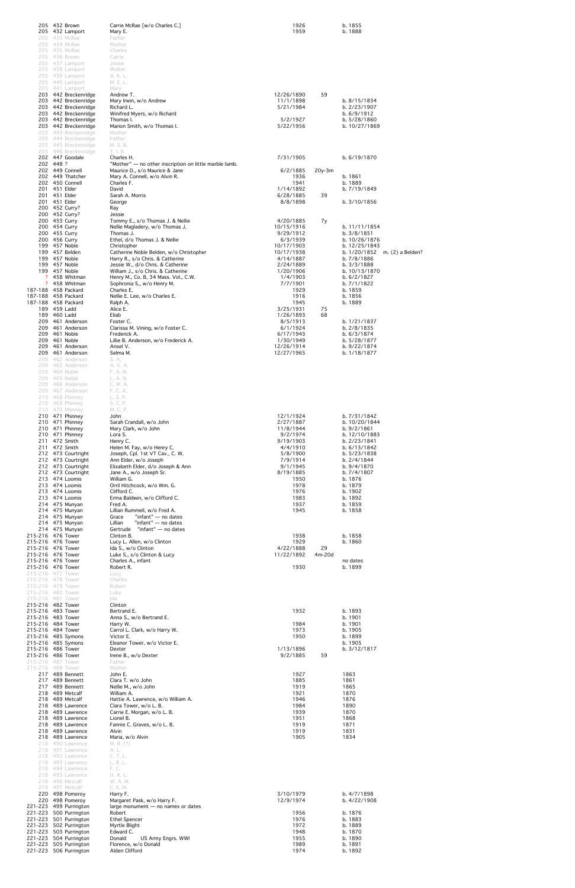| | | | | | |
|---|---|---|---|---|---|
| 205 | 432 Brown | Carrie McRae [w/o Charles C.] | 1926 | | b. 1855 |
| 205 | 432 Lamport | Mary E. | 1959 | | b. 1888 |
| 205 | 433 McRae | Father | | | |
| 205 | 434 McRae | Mother | | | |
| 205 | 435 McRae | Charles | | | |
| 205 | 436 Brown | Carrie | | | |
| 205 | 437 Lamport | Jessie | | | |
| 205 | 438 Lamport | Walter | | | |
| 205 | 439 Lamport | A. K. L. | | | |
| 205 | 440 Lamport | M. E. L. | | | |
| 205 | 441 Lamport | Mary | | | |
| 203 | 442 Breckenridge | Andrew T. | 12/26/1890 | 59 | |
| 203 | 442 Breckenridge | Mary Irwin, w/o Andrew | 11/1/1898 | | b. 8/15/1834 |
| 203 | 442 Breckenridge | Richard L. | 5/21/1984 | | b. 2/23/1907 |
| 203 | 442 Breckenridge | Winifred Myers, w/o Richard | | | b. 6/9/1912 |
| 203 | 442 Breckenridge | Thomas I. | 5/2/1927 | | b. 5/28/1860 |
| 203 | 442 Breckenridge | Marion Smith, w/o Thomas I. | 5/22/1956 | | b. 10/27/1869 |
| 203 | 443 Breckenridge | Mother | | | |
| 203 | 444 Breckenridge | Father | | | |
| 203 | 445 Breckenridge | M. S. B. | | | |
| 203 | 446 Breckenridge | T. I. B. | | | |
| 202 | 447 Goodale | Charles H. | 7/31/1905 | | b. 6/19/1870 |
| 202 | 448 ? | "Mother" — no other inscription on little marble lamb. | | | |
| 202 | 449 Connell | Maurice D., s/o Maurice & Jane | 6/2/1885 | 20y-3m | |
| 202 | 449 Thatcher | Mary A. Connell, w/o Alvin R. | 1936 | | b. 1861 |
| 202 | 450 Connell | Charles F. | 1941 | | b. 1889 |
| 201 | 451 Elder | David | 1/14/1892 | | b. 7/19/1849 |
| 201 | 451 Elder | Sarah A. Morris | 6/28/1885 | 39 | |
| 201 | 451 Elder | George | 8/8/1898 | | b. 3/10/1856 |
| 200 | 452 Curry? | Ray | | | |
| 200 | 452 Curry? | Jessie | | | |
| 200 | 453 Curry | Tommy E., s/o Thomas J. & Nellie | 4/20/1885 | 7y | |
| 200 | 454 Curry | Nellie Magladery, w/o Thomas J. | 10/15/1916 | | b. 11/11/1854 |
| 200 | 455 Curry | Thomas J. | 9/29/1912 | | b. 3/8/1851 |
| 200 | 456 Curry | Ethel, d/o Thomas J. & Nellie | 6/3/1939 | | b. 10/26/1876 |
| 199 | 457 Noble | Christopher | 10/17/1903 | | b. 12/25/1843 |
| 199 | 457 Belden | Catherine Noble Belden, w/o Christopher | 10/17/1938 | | b. 1/20/1852 m. (2) a Belden? |
| 199 | 457 Noble | Harry R., s/o Chris. & Catherine | 4/14/1887 | | b. 7/8/1886 |
| 199 | 457 Noble | Jessie W., d/o Chris. & Catherine | 2/24/1889 | | b. 3/3/1888 |
| 199 | 457 Noble | William J., s/o Chris. & Catherine | 1/20/1906 | | b. 10/13/1870 |
| ? | 458 Whitman | Henry M., Co. B, 34 Mass. Vol., C.W. | 1/4/1903 | | b. 6/2/1827 |
| ? | 458 Whitman | Sophronia S., w/o Henry M. | 7/7/1901 | | b. 7/1/1822 |
| 187-188 | 458 Packard | Charles E. | 1929 | | b. 1859 |
| 187-188 | 458 Packard | Nellie E. Lee, w/o Charles E. | 1916 | | b. 1856 |
| 187-188 | 458 Packard | Ralph A. | 1945 | | b. 1889 |
| 189 | 459 Ladd | Alice E. | 3/25/1931 | 75 | |
| 189 | 460 Ladd | Eliab | 1/26/1893 | 68 | |
| 209 | 461 Anderson | Foster C. | 8/5/1913 | | b. 1/21/1837 |
| 209 | 461 Anderson | Clarissa M. Vining, w/o Foster C. | 6/1/1924 | | b. 2/8/1835 |
| 209 | 461 Noble | Frederick A. | 6/17/1943 | | b. 6/3/1874 |
| 209 | 461 Noble | Lillie B. Anderson, w/o Frederick A. | 1/30/1949 | | b. 5/28/1877 |
| 209 | 461 Anderson | Ansel V. | 12/26/1914 | | b. 9/22/1874 |
| 209 | 461 Anderson | Selma M. | 12/27/1965 | | b. 1/18/1877 |
| 209 | 462 Anderson | S. A. | | | |
| 209 | 463 Anderson | A. V. A. | | | |
| 209 | 464 Noble | F. A. N. | | | |
| 209 | 465 Noble | L. A. N. | | | |
| 209 | 466 Anderson | C. M. A. | | | |
| 209 | 467 Anderson | F. C. A. | | | |
| 210 | 468 Phinney | L. S. P. | | | |
| 210 | 469 Phinney | S. C. P. | | | |
| 210 | 470 Phinney | M. C. P. | | | |
| 210 | 471 Phinney | John | 12/1/1924 | | b. 7/31/1842 |
| 210 | 471 Phinney | Sarah Crandall, w/o John | 2/27/1887 | | b. 10/20/1844 |
| 210 | 471 Phinney | Mary Clark, w/o John | 11/8/1944 | | b. 9/2/1861 |
| 210 | 471 Phinney | Lora S. | 9/2/1974 | | b. 12/10/1883 |
| 211 | 472 Smith | Henry C. | 9/19/1903 | | b. 2/23/1841 |
| 211 | 472 Smith | Helen M. Fay, w/o Henry C. | 4/4/1910 | | b. 6/13/1842 |
| 212 | 473 Courtright | Joseph, Cpl. 1st VT Cav., C. W. | 5/8/1900 | | b. 5/23/1838 |
| 212 | 473 Courtright | Ann Elder, w/o Joseph | 7/9/1914 | | b. 2/4/1844 |
| 212 | 473 Courtright | Elizabeth Elder, d/o Joseph & Ann | 9/1/1945 | | b. 9/4/1870 |
| 212 | 473 Courtright | Jane A., w/o Joseph Sr. | 8/19/1885 | | b. 7/4/1807 |
| 213 | 474 Loomis | William G. | 1950 | | b. 1876 |
| 213 | 474 Loomis | Orril Hitchcock, w/o Wm. G. | 1978 | | b. 1879 |
| 213 | 474 Loomis | Clifford C. | 1976 | | b. 1902 |
| 213 | 474 Loomis | Erma Baldwin, w/o Clifford C. | 1983 | | b. 1892 |
| 214 | 475 Munyan | Fred A. | 1937 | | b. 1859 |
| 214 | 475 Munyan | Lillian Rummell, w/o Fred A. | 1945 | | b. 1858 |
| 214 | 475 Munyan | Grace "infant" — no dates | | | |
| 214 | 475 Munyan | Lillian "infant" — no dates | | | |
| 214 | 475 Munyan | Gertrude "infant" — no dates | | | |
| 215-216 | 476 Tower | Clinton B. | 1938 | | b. 1858 |
| 215-216 | 476 Tower | Lucy L. Allen, w/o Clinton | 1929 | | b. 1860 |
| 215-216 | 476 Tower | Ida S., w/o Clinton | 4/22/1888 | 29 | |
| 215-216 | 476 Tower | Luke S., s/o Clinton & Lucy | 11/22/1892 | 4m-20d | |
| 215-216 | 476 Tower | Charles A., infant | | | no dates |
| 215-216 | 476 Tower | Robert R. | 1930 | | b. 1899 |
| 215-216 | 477 Tower | Lucy | | | |
| 215-216 | 478 Tower | Charles | | | |
| 215-216 | 479 Tower | Robert | | | |
| 215-216 | 480 Tower | Luke | | | |
| 215-216 | 481 Tower | Ida | | | |
| 215-216 | 482 Tower | Clinton | | | |
| 215-216 | 483 Tower | Bertrand E. | 1932 | | b. 1893 |
| 215-216 | 483 Tower | Anna S., w/o Bertrand E. | | | b. 1901 |
| 215-216 | 484 Tower | Harry W. | 1984 | | b. 1901 |
| 215-216 | 484 Tower | Carrol L. Clark, w/o Harry W. | 1973 | | b. 1905 |
| 215-216 | 485 Symons | Victor E. | 1950 | | b. 1899 |
| 215-216 | 485 Symons | Eleanor Tower, w/o Victor E. | | | b. 1905 |
| 215-216 | 486 Tower | Dexter | 1/13/1896 | | b. 3/12/1817 |
| 215-216 | 486 Tower | Irene B., w/o Dexter | 9/2/1885 | 59 | |
| 215-216 | 487 Tower | Father | | | |
| 215-216 | 488 Tower | Mother | | | |
| 217 | 489 Bennett | John E. | 1927 | | 1863 |
| 217 | 489 Bennett | Clara T. w/o John | 1885 | | 1861 |
| 217 | 489 Bennett | Nellie M., w/o John | 1919 | | 1865 |
| 218 | 489 Metcalf | William A. | 1921 | | 1870 |
| 218 | 489 Metcalf | Hattie A. Lawrence, w/o William A. | 1946 | | 1876 |
| 218 | 489 Lawrence | Clara Tower, w/o L. B. | 1984 | | 1890 |
| 218 | 489 Lawrence | Carrie E. Morgan, w/o L. B. | 1939 | | 1870 |
| 218 | 489 Lawrence | Lionel B. | 1951 | | 1868 |
| 218 | 489 Lawrence | Fannie C. Graves, w/o L. B. | 1919 | | 1871 |
| 218 | 489 Lawrence | Alvin | 1919 | | 1831 |
| 218 | 489 Lawrence | Maria, w/o Alvin | 1905 | | 1834 |
| 218 | 490 Lawrence | M. B. (?) | | | |
| 218 | 491 Lawrence | A. L. | | | |
| 218 | 492 Lawrence | C. T. L. | | | |
| 218 | 493 Lawrence | L. B. L. | | | |
| 218 | 494 Lawrence | F. C. | | | |
| 218 | 495 Lawrence | H. A. L. | | | |
| 218 | 496 Metcalf | W. A. M. | | | |
| 218 | 497 Metcalf | C. E. M. | | | |
| 220 | 498 Pomeroy | Harry F. | 3/10/1979 | | b. 4/7/1898 |
| 220 | 498 Pomeroy | Margaret Pask, w/o Harry F. | 12/9/1974 | | b. 4/22/1908 |
| 221-223 | 499 Purrington | large monument — no names or dates | | | |
| 221-223 | 500 Purrington | Robert | 1956 | | b. 1876 |
| 221-223 | 501 Purrington | Ethel Spencer | 1976 | | b. 1883 |
| 221-223 | 502 Purrington | Myrtle Blight | 1972 | | b. 1889 |
| 221-223 | 503 Purrington | Edward C. | 1948 | | b. 1870 |
| 221-223 | 504 Purrington | Donald US Army Engrs. WWI | 1955 | | b. 1890 |
| 221-223 | 505 Purrington | Florence, w/o Donald | 1989 | | b. 1891 |
| 221-223 | 506 Purrington | Alden Clifford | 1974 | | b. 1892 |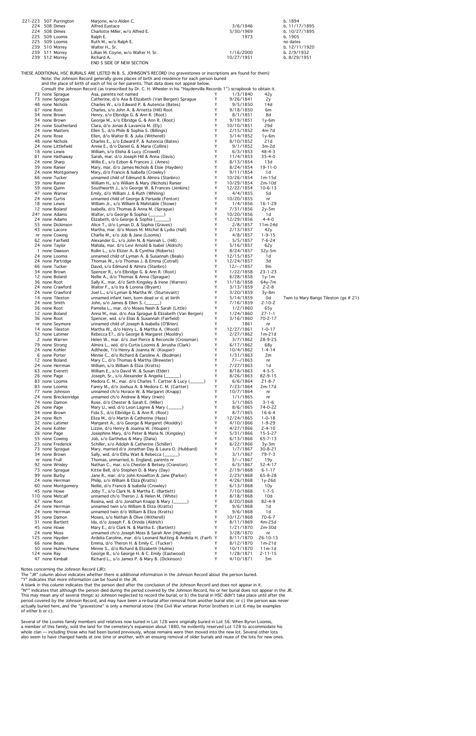| | | | | | | |
|---|---|---|---|---|---|---|
| 221-223 | 507 | Purrington | Marjorie, w/o Alden C. | | | b. 1894 |
| 224 | 508 | Dimes | Alfred Eustace | 3/6/1946 | | b. 11/17/1895 |
| 224 | 508 | Dimes | Charlotte Miller, w/o Alfred E. | 5/30/1969 | | b. 10/27/1895 |
| 225 | 509 | Loomis | Ralph E. | 1973 | | b. 1905 |
| 225 | 509 | Loomis | Ruth M., w/o Ralph E. | | | no dates |
| 239 | 510 | Morrey | Walter H., Sr. | | | b. 12/11/1920 |
| 239 | 511 | Morrey | Lillian M. Coyne, w/o Walter H. Sr. | 1/16/2000 | | b. 2/9/1932 |
| 239 | 512 | Morrey | Richard A. | 10/27/1951 | | b. 8/29/1951 |
| | | | END S SIDE OF NEW SECTION | | | |

THESE ADDITIONAL HSC BURIALS ARE LISTED IN B. S. JOHNSON'S RECORD (no gravestones or inscriptions are found for them)
Note: the Johnson Record generally gives places of birth and residence for each person buried
and the place of birth of each of his or her parents. That data does not appear below.
Consult the Johnson Record (as transcribed by Dr. C. H. Wheeler in his "Haydenville Records 1") scrapbook to obtain it.

| | | | | | | | |
|---|---|---|---|---|---|---|---|
| 73 | none | Sprague | Asa, parents not named | Y | 1/3/1840 | 42y | |
| 73 | none | Sprague | Catherine, d/o Asa & Elizabeth (Van Bergen) Sprague | Y | 9/26/1841 | 2y | |
| 48 | none | Nichols | Charles W., s/o Edward P. & Autencia (Bates) | Y | 9/5/1850 | 14d | |
| 67 | none | Root | Charles, s/o John A. & Arrietta (Hill) Root | Y | 9/18/1850 | 6m | |
| 34 | none | Brown | Henry, s/o Elbridge G. & Ann R. (Root) | Y | 8/1/1851 | 8d | |
| 34 | none | Brown | George M., s/o Elbridge G. & Ann R. (Root) | Y | 9/19/1851 | 1y-6m | |
| 24 | none | Southerland | Clara, d/o Jonas & Lavancia M. (Ely) | Y | 10/10/1851 | 29d | |
| 24 | none | Masters | Ellen S., d/o Phile & Sophia S. (Billings) | Y | 2/15/1852 | 4m-7d | |
| 24 | none | Rose | Ellen, d/o Walter B. & Julia (Witherell) | Y | 3/14/1852 | 1y-6m | |
| 48 | none | Nichols | Charles E., s/o Edward P. & Autencia (Bates) | Y | 8/10/1852 | 21d | |
| 24 | none | Littlefield | Annie E., d/o Daniel G. & Maria (Collins) | Y | 9/1/1852 | 3m-2d | |
| 18 | none | Lewis | William, s/o Elisha & Lucy (Crowell) | Y | 6/3/1853 | 48-4-3 | |
| 61 | none | Hathaway | Sarah, mar. d/o Joseph Hill & Anna (Davis) | Y | 11/4/1853 | 35-4-0 | |
| 24 | none | Sharp | Willis E., s/o Ezbon & Frances J. (Ames) | Y | 8/13/1854 | 13d | |
| 39 | none | Ranier | Mary, mar. d/o James Nichols & Elsie (Hayden) | Y | 8/24/1854 | 19-11-0 | |
| 24 | none | Montgomery | Mary, d/o Francis & Isabella (Crowley) | Y | 9/11/1854 | 1d | |
| 66 | none | Tucker | unnamed child of Edmund & Almira (Stanbro) | Y | 10/26/1854 | 1m-15d | |
| 39 | none | Ranier | William H., s/o William & Mary (Nichols) Ranier | Y | 10/29/1854 | 2m-10d | |
| 59 | none | Quinn | Southworth J., s/o George W. & Frances (Jenkins) | Y | 12/22/1854 | 10-6-13 | |
| 47 | none | Warner | Emily, d/o William J. & Ruth (Whiting) | Y | 4/4/1855 | 5d | |
| 24 | none | Curtis | unnamed child of George & Parsada (Fenton) | Y | 10/20/1855 | nr | |
| 18 | none | Lewis | William Jr., s/o William & Mahitable (Stowe) | Y | 1/4/1856 | 16-1-29 | |
| 12 | none | Boland | Isabella, d/o Thomas & Anna M. (Sprague) | Y | 7/31/1856 | 2y-5m | |
| 24? | none | Adams | Walter, s/o George & Sophia (\_\_\_\_\_) | Y | 10/20/1856 | 1d | |
| 24 | none | Adams | Elizabeth, d/o George & Sophia (\_\_\_\_\_) | Y | 12/29/1856 | 4-4-0 | |
| 55 | none | Dickinson | Alice T., d/o Lyman D. & Sophia (Graves) | Y | 2/8/1857 | 11m-24d | |
| 43 | none | Lacore | Martha, mar. d/o Moses M. Mitchel & Lydia (Hall) | Y | 2/13/1857 | 42y | |
| nr | none | Cowing | Charlie M., s/o Job & Jane (Loomis) | Y | 4/8/1857 | 1-9-15 | |
| 62 | none | Fairfield | Alexander G., s/o John N. & Hannah L. (Hill) | Y | 5/5/1857 | 7-6-24 | |
| 24 | none | Taylor | Mahala, mar. d/o Levi Arnold & Isabel (Aldrich) | Y | 5/16/1857 | 62y | |
| 1 | none | Dawson | Rollin L., s/o Elizier A. & Cynthia (Roberts) | Y | 8/24/1857 | 32y-5m | |
| 24 | none | Loomis | unnamed child of Lyman A. & Susannah (Beals) | Y | 12/15/1857 | 1d | |
| 24 | none | Partridge | Thomas W., s/o Thomas J. & Emma (Cotrall) | Y | 12/24/1857 | 3d | |
| 66 | none | Tucker | David, s/o Edmund & Almira (Stanbro) | Y | 12/--/1857 | 9m | |
| 34 | none | Brown | Spencer R., s/o Elbridge G. & Ann R. (Root) | Y | 1/22/1858 | 23-1-23 | |
| 12 | none | Boland | Nellie A., d/o Thomas & Anna (Sprague) | Y | 6/28/1858 | 1y-1m | |
| 36 | none | Root | Sally K., mar. d/o Seth Kingsley & Irene (Warren) | Y | 11/18/1858 | 64y-7m | |
| 24 | none | Crawford | Walter F., s/o Ira & Lorena (Bryant) | Y | 3/13/1859 | 2-2-8 | |
| 24 | none | Crawford | Joel L., s/o Lyman & Martha W. (Sturtevant) | Y | 3/20/1859 | 3y-8m | |
| 14 | none | Tileston | unnamed infant twin, born dead or d. at birth | Y | 5/14/1859 | 0d | Twin to Mary Bangs Tileston (gs # 21) |
| 24 | none | Smith | John, s/o James & Ellen S. (\_\_\_\_\_) | Y | 7/16/1859 | 2-10-2 | |
| 36 | none | Root | Pamelia L., mar. d/o Moses Nash & Sarah (Little) | Y | 1/2/1860 | 65y | |
| 12 | none | Boland | Anna M., mar. d/o Asa Sprague & Elizabeth (Van Bergen) | Y | 1/24/1860 | 27-1-1 | |
| 36 | none | Root | Spencer, wid. s/o Elias & Susannah (Fairfield) | Y | 3/16/1860 | 70-2-17 | |
| nr | none | Seymore | unnamed child of Joseph & Isabella (O'Brien) | Y | 1861 | nr | |
| 14 | none | Tileston | Martha W., d/o Henry L. & Martha A. (Wood) | Y | 12/27/1861 | 1-0-17 | |
| 32 | none | Latimer | Rebecca E?., d/o George & Margaret (Mooldry) | Y | 2/27/1862 | 1m-21d | |
| 2 | none | Warren | Helen W., mar. d/o Joel Pierce & Reconcile (Crossman) | Y | 3/7/1862 | 28-9-25 | |
| 79 | none | Strong | Almira L., wid. d/o Curtis Loomis & Jerusha (Clark) | Y | 6/17/1862 | 68y | |
| 24 | none | Kohler | Adthede, ?/o Henry & Joanna W. (Kouper) | Y | 10/4/1862 | 1-4-14 | |
| 6 | none | Porter | Minnie C., d/o Richard & Caroline A. (Bodman) | Y | 1/31/1863 | 2m | |
| 12 | none | Boland | Mary C., d/o Thomas & Martha (Brewster) | Y | 7/--/1863 | nr | |
| 24 | none | Herrman | William, s/o William & Eliza (Kratts) | Y | 7/27/1863 | 1d | |
| 63 | none | Everett | William E., s/o David W. & Susan (Elder) | Y | 8/18/1863 | 4-5-5 | |
| 26 | none | Page | Joseph, Sr., s/o Alexander & Angelia (\_\_\_\_\_) | Y | 8/26/1863 | 82-9-15 | |
| 83 | none | Loomis | Medora C. M., mar. d/o Charles T. Cartter & Lucy (\_\_\_\_\_) | Y | 6/6/1864 | 21-8-7 | |
| 83 | none | Loomis | Fanny M., d/o Joshua A. & Medora C. M. (Cartter) | Y | 7/23/1864 | 2m-17d | |
| 77 | none | Johnson | unnamed ch/o Horace W. & Margaret (Knapp) | Y | 10/7/1864 | nr | |
| 24 | none | Breckenridge | unnamed ch/o Andrew & Mary (Irwin) | Y | 1/1/1865 | nr | |
| 74 | none | Damon | Rose, d/o Chester & Sarah E. (Miller) | Y | 5/1/1865 | 3-1-6 | |
| 26 | none | Page | Mary U., wid. d/o Leon Lagree & Mary (\_\_\_\_\_) | Y | 8/6/1865 | 74-0-22 | |
| 34 | none | Brown | Fida S., d/o Elbridge G. & Ann R. (Root) | Y | 8/7/1865 | 16-6-4 | |
| 24 | none | Rich | Eliza M., d/o Martin & Catherine (Hass) | Y | 12/24/1865 | 1-0-18 | |
| 32 | none | Latimer | Margaret A., d/o George & Margaret (Mooldry) | Y | 4/10/1866 | 1-9-29 | |
| 24 | none | Kohler | Lizzie, d/o Henry & Joanna W. (Houper) | Y | 4/27/1866 | 2-4-10 | |
| 26 | none | Page | Josephine Mary, d/o Peter & Maria N. (Kingsley) | Y | 5/31/1866 | 15-5-27 | |
| 55 | none | Cowing | Job, s/o Garthelus & Mary (Dana) | Y | 6/13/1866 | 65-7-13 | |
| 23 | none | Frederick | Schiller, s/o Adolph & Catherine (Schiller) | Y | 6/22/1866 | 3y-3m | |
| 73 | none | Sprague | Mary, married d/o Jonathan Day & Laura O. (Hubbard) | Y | 1/7/1867 | 30-8-21 | |
| 34 | none | Brown | Sally, wid. d/o Elihu Wait & Rebecca (\_\_\_\_\_) | Y | 3/1/1867 | 79-7-3 | |
| nr | none | Frull | Thomas, unmarried, b. England, parents nr | Y | 3/--/1867 | 19y | |
| 92 | none | Wrisley | Nathan C., mar. s/o Chester & Betsey (Cranston) | Y | 6/3/1867 | 52-4-17 | |
| 73 | none | Sprague | Kittie Bell, d/o Stephen D. & Mary (Day) | Y | 2/19/1868 | 6-1-17 | |
| 99 | none | Burby | Jane R., mar. d/o John Knowlton & Jane (Parker) | Y | 2/23/1868 | 65-8-28 | |
| 24 | none | Herrman | Philip, s/o William & Eliza (Kratts) | Y | 4/26/1868 | 1y-26d | |
| 60 | none | Montgomery | Nellie, d/o Francis & Isabella (Crowley) | Y | 6/13/1868 | 10y | |
| 45 | none | Howe | Joby T., s/o Clark N. & Martha E. (Bartlett) | Y | 7/10/1868 | 1-7-5 | |
| 110 | none | Metcalf | unnamed ch/o Theron J. & Helen M. (White) | Y | 8/18/1868 | 10d | |
| 67 | none | Root | Rosina, wid. d/o Jonathan Knapp & Mary (\_\_\_\_\_) | Y | 8/20/1868 | 82-4-9 | |
| 24 | none | Herrman | unnamed twin s/o William & Eliza (Kratts) | Y | 9/6/1868 | 1d | |
| 24 | none | Herrman | unnamed twin d/o William & Eliza (Kratts) | Y | 9/6/1868 | 1d | |
| 95 | none | Damon | Moses, s/o Nathan & Olive (Witherell) | Y | 10/12/1868 | 70-6-7 | |
| 31 | none | Bartlett | Ida, d/o Joseph F. & Orinda (Aldrich) | Y | 8/11/1869 | 4m-25d | |
| 45 | none | Howe | Mary E., d/o Clark N. & Martha E. (Bartlett) | Y | 1/21/1870 | 2m-30d | |
| 24 | none | Moss | unnamed ch/o Joseph Moss & Sarah Ann (Higham) | Y | 3/28/1870 | nr | |
| 125 | none | Hayden | Ardelia Caroline, mar. d/o Leonard Nutting & Ardelia H. (Fairfi | Y | 8/11/1870 | 26-10-13 | |
| 66 | none | Beals | Emma, d/o Theron H. & Emily C. (Tucker) | Y | 8/12/1870 | 1m-21d | |
| 50 | none | Hulme/Hume | Minnie S., d/o Richard & Elizabeth (Hulme) | Y | 10/1/1870 | 11m-1d | |
| 124 | none | Ray | George B., s/o George H. & C. Emily (Eastwood) | Y | 1/28/1871 | 2-11-15 | |
| 47 | none | Kimball | Richard L., s/o James P. & Mary B. (Dickinson) | Y | 4/10/1871 | 5m | |

Notes concerning the Johnson Record (JR):
The "JR" column above indicates whether there is additional information in the Johnson Record about the person buried.
"Y" indicates that more information can be found in the JR.
A blank in this column indicates that the person died after the conclusion of the Johnson Record and does not appear in it.
"N*" indicates that although the person died during the period covered by the Johnson Record, his or her burial does not appear in the JR.
This may mean any of several things: a) Johnson neglected to record the burial, or b) the burial in HSC didn't take place until after the period covered by the Johnson Record, and may have been a re-burial after removal from another burial site; or c) the person was never actually buried here, and the "gravestone" is only a memorial stone (the Civil War veteran Porter brothers in Lot 6 may be examples of either b or c).

Several of the Loomis family members and relatives now buried in Lot 128 were originally buried in Lot 56. When Byron Loomis, a member of this family, sold the land for the cemetery's expansion about 1880, he evidently reserved Lot 128 to accommodate his whole clan — including those who had been buried previously, whose remains were then moved into the new lot. Several other lots also seem to have changed hands at one time or another, with an ensuing removal of older burials and reuse of the lots for new ones.